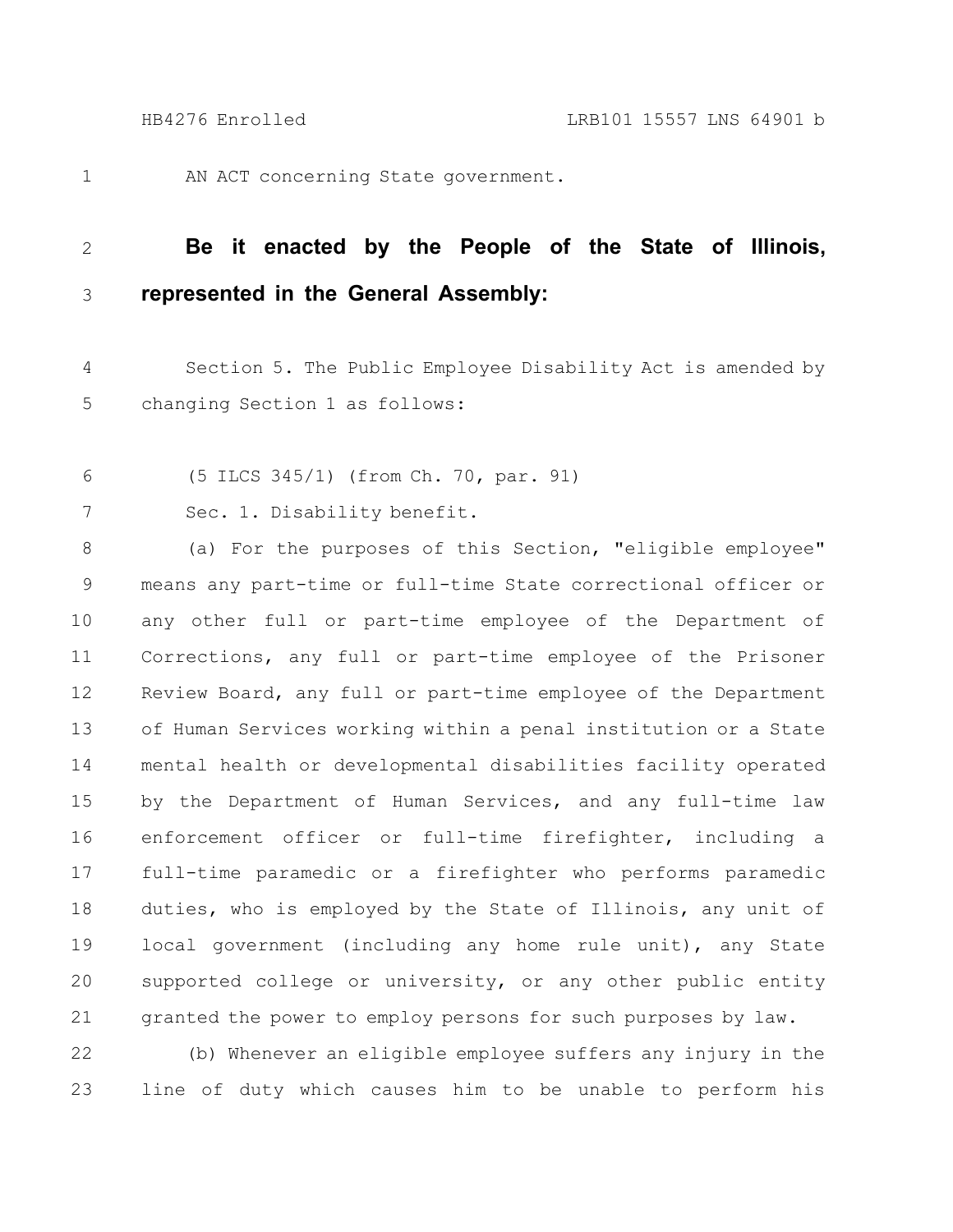AN ACT concerning State government.

**Be it enacted by the People of the State of Illinois, represented in the General Assembly:**

Section 5. The Public Employee Disability Act is amended by changing Section 1 as follows:

(5 ILCS 345/1) (from Ch. 70, par. 91)

Sec. 1. Disability benefit.

(a) For the purposes of this Section, "eligible employee" means any part-time or full-time State correctional officer or any other full or part-time employee of the Department of Corrections, any full or part-time employee of the Prisoner Review Board, any full or part-time employee of the Department of Human Services working within a penal institution or a State mental health or developmental disabilities facility operated by the Department of Human Services, and any full-time law enforcement officer or full-time firefighter, including a full-time paramedic or a firefighter who performs paramedic duties, who is employed by the State of Illinois, any unit of local government (including any home rule unit), any State supported college or university, or any other public entity granted the power to employ persons for such purposes by law.

(b) Whenever an eligible employee suffers any injury in the line of duty which causes him to be unable to perform his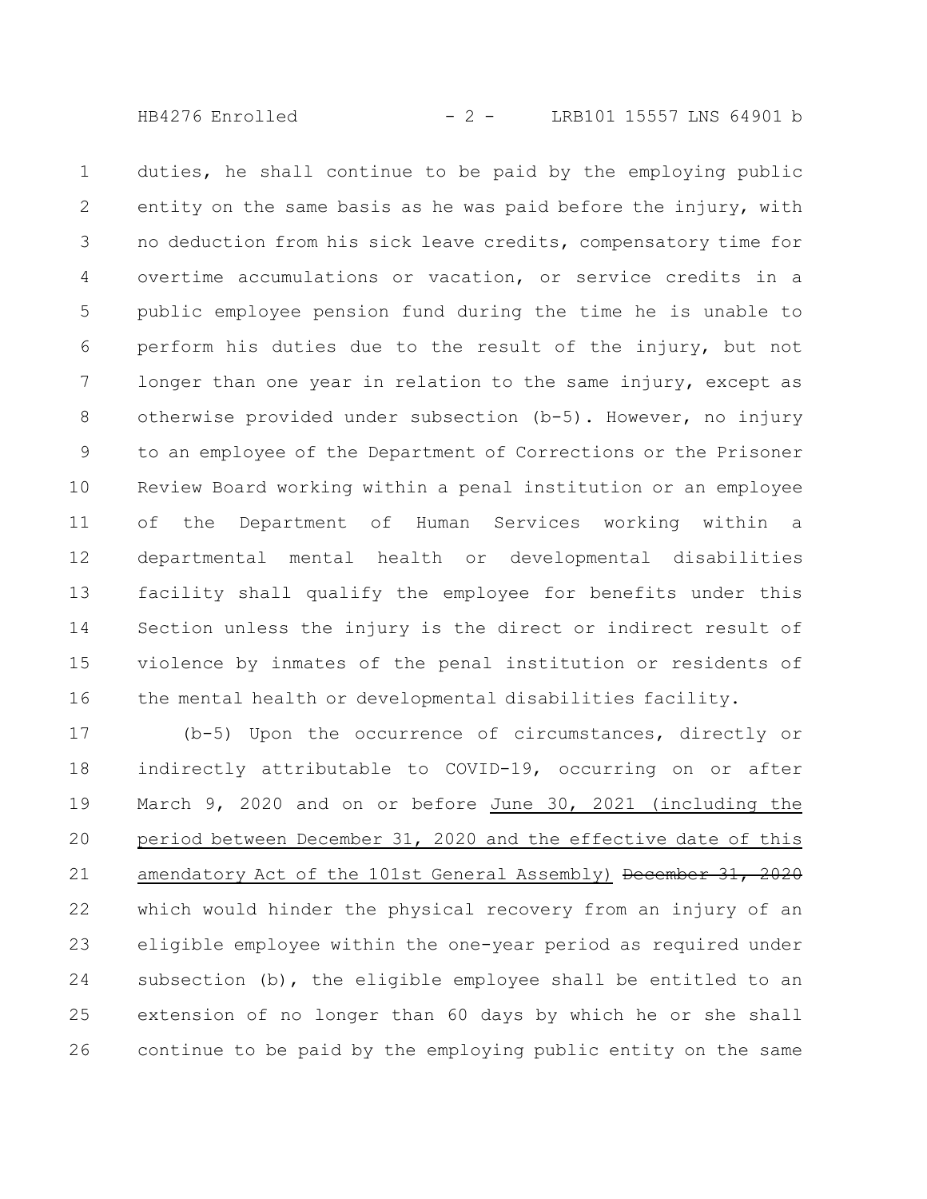duties, he shall continue to be paid by the employing public entity on the same basis as he was paid before the injury, with no deduction from his sick leave credits, compensatory time for overtime accumulations or vacation, or service credits in a public employee pension fund during the time he is unable to perform his duties due to the result of the injury, but not longer than one year in relation to the same injury, except as otherwise provided under subsection (b-5). However, no injury to an employee of the Department of Corrections or the Prisoner Review Board working within a penal institution or an employee of the Department of Human Services working within a departmental mental health or developmental disabilities facility shall qualify the employee for benefits under this Section unless the injury is the direct or indirect result of violence by inmates of the penal institution or residents of the mental health or developmental disabilities facility.

(b-5) Upon the occurrence of circumstances, directly or indirectly attributable to COVID-19, occurring on or after March 9, 2020 and on or before <u>June 30, 2021 (including the period between December 31, 2020 and the effective date of this amendatory Act of the 101st General Assembly)</u> ~~December 31, 2020~~ which would hinder the physical recovery from an injury of an eligible employee within the one-year period as required under subsection (b), the eligible employee shall be entitled to an extension of no longer than 60 days by which he or she shall continue to be paid by the employing public entity on the same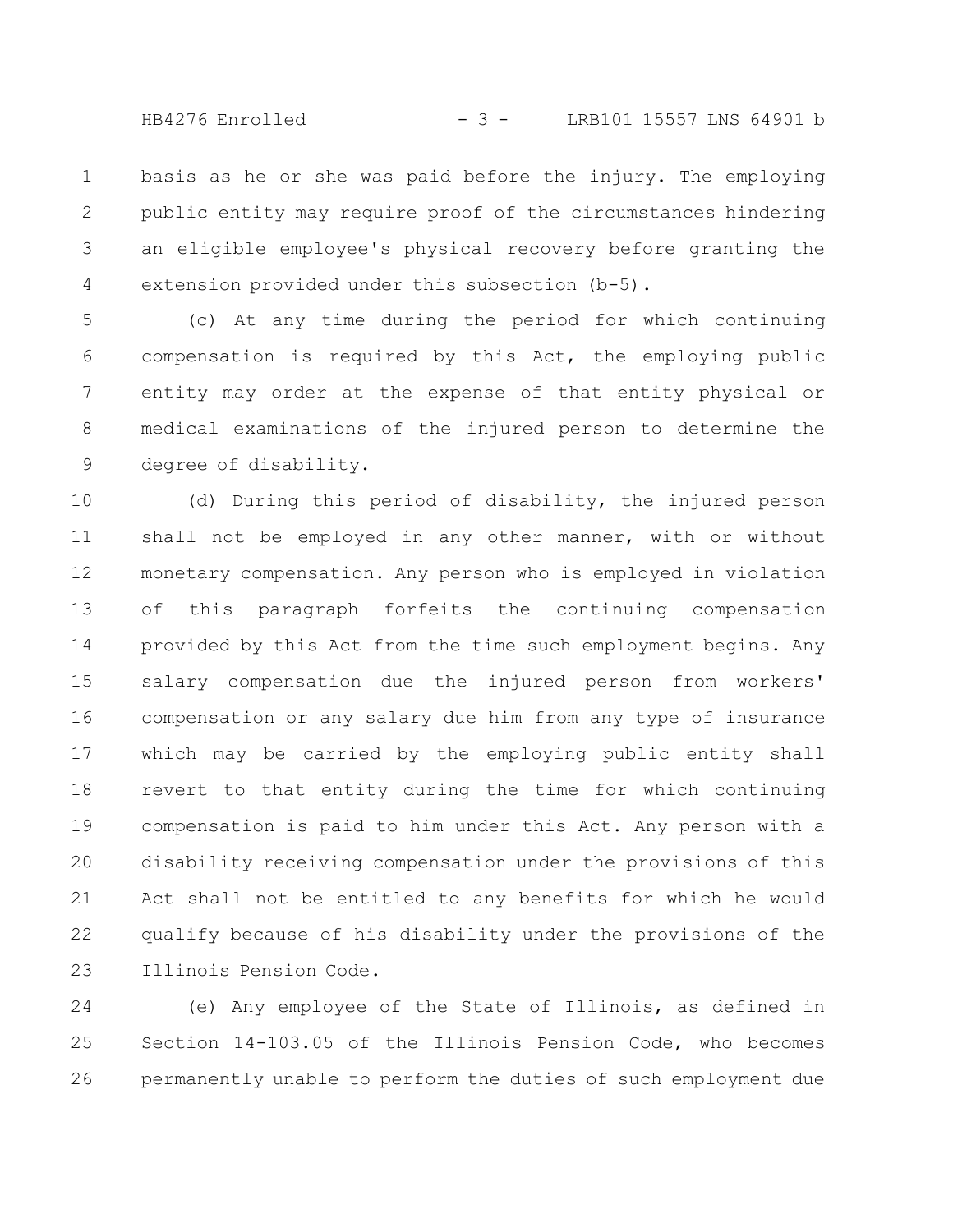basis as he or she was paid before the injury. The employing public entity may require proof of the circumstances hindering an eligible employee's physical recovery before granting the extension provided under this subsection (b-5).

(c) At any time during the period for which continuing compensation is required by this Act, the employing public entity may order at the expense of that entity physical or medical examinations of the injured person to determine the degree of disability.

(d) During this period of disability, the injured person shall not be employed in any other manner, with or without monetary compensation. Any person who is employed in violation of this paragraph forfeits the continuing compensation provided by this Act from the time such employment begins. Any salary compensation due the injured person from workers' compensation or any salary due him from any type of insurance which may be carried by the employing public entity shall revert to that entity during the time for which continuing compensation is paid to him under this Act. Any person with a disability receiving compensation under the provisions of this Act shall not be entitled to any benefits for which he would qualify because of his disability under the provisions of the Illinois Pension Code.

(e) Any employee of the State of Illinois, as defined in Section 14-103.05 of the Illinois Pension Code, who becomes permanently unable to perform the duties of such employment due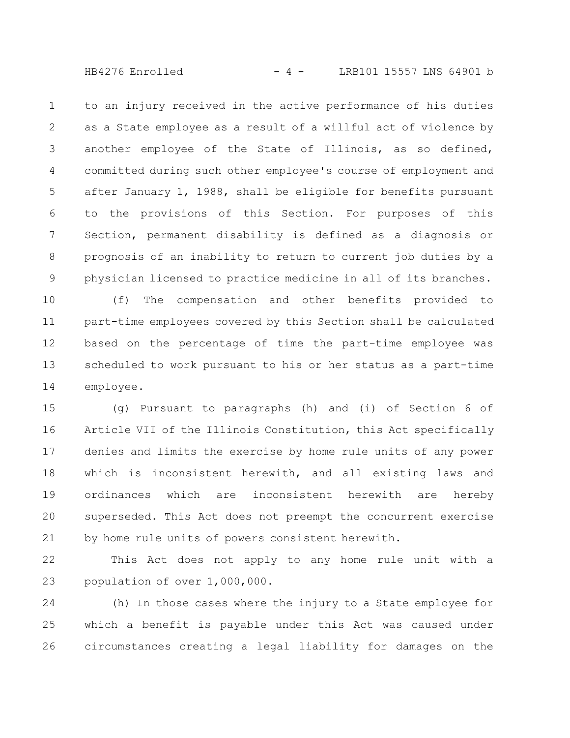to an injury received in the active performance of his duties as a State employee as a result of a willful act of violence by another employee of the State of Illinois, as so defined, committed during such other employee's course of employment and after January 1, 1988, shall be eligible for benefits pursuant to the provisions of this Section. For purposes of this Section, permanent disability is defined as a diagnosis or prognosis of an inability to return to current job duties by a physician licensed to practice medicine in all of its branches.

(f) The compensation and other benefits provided to part-time employees covered by this Section shall be calculated based on the percentage of time the part-time employee was scheduled to work pursuant to his or her status as a part-time employee.

(g) Pursuant to paragraphs (h) and (i) of Section 6 of Article VII of the Illinois Constitution, this Act specifically denies and limits the exercise by home rule units of any power which is inconsistent herewith, and all existing laws and ordinances which are inconsistent herewith are hereby superseded. This Act does not preempt the concurrent exercise by home rule units of powers consistent herewith.

This Act does not apply to any home rule unit with a population of over 1,000,000.

(h) In those cases where the injury to a State employee for which a benefit is payable under this Act was caused under circumstances creating a legal liability for damages on the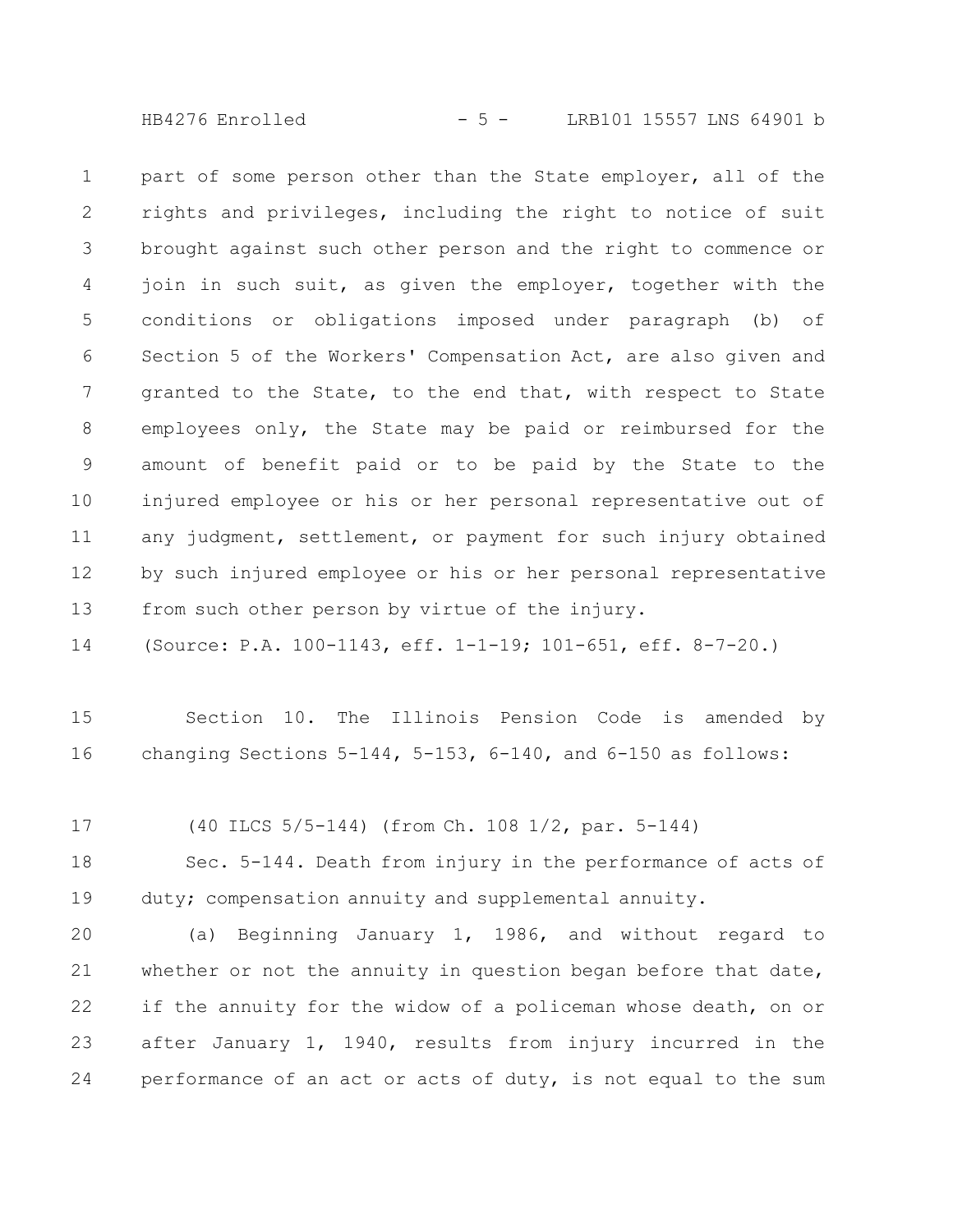part of some person other than the State employer, all of the rights and privileges, including the right to notice of suit brought against such other person and the right to commence or join in such suit, as given the employer, together with the conditions or obligations imposed under paragraph (b) of Section 5 of the Workers' Compensation Act, are also given and granted to the State, to the end that, with respect to State employees only, the State may be paid or reimbursed for the amount of benefit paid or to be paid by the State to the injured employee or his or her personal representative out of any judgment, settlement, or payment for such injury obtained by such injured employee or his or her personal representative from such other person by virtue of the injury.

(Source: P.A. 100-1143, eff. 1-1-19; 101-651, eff. 8-7-20.)

Section 10. The Illinois Pension Code is amended by changing Sections 5-144, 5-153, 6-140, and 6-150 as follows:

(40 ILCS 5/5-144) (from Ch. 108 1/2, par. 5-144)

Sec. 5-144. Death from injury in the performance of acts of duty; compensation annuity and supplemental annuity.

(a) Beginning January 1, 1986, and without regard to whether or not the annuity in question began before that date, if the annuity for the widow of a policeman whose death, on or after January 1, 1940, results from injury incurred in the performance of an act or acts of duty, is not equal to the sum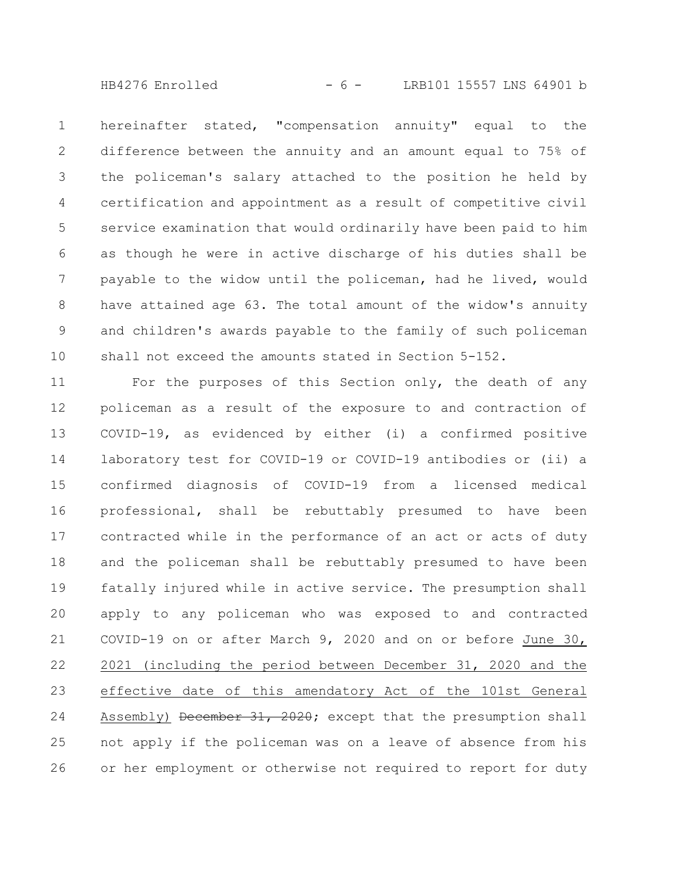hereinafter stated, "compensation annuity" equal to the difference between the annuity and an amount equal to 75% of the policeman's salary attached to the position he held by certification and appointment as a result of competitive civil service examination that would ordinarily have been paid to him as though he were in active discharge of his duties shall be payable to the widow until the policeman, had he lived, would have attained age 63. The total amount of the widow's annuity and children's awards payable to the family of such policeman shall not exceed the amounts stated in Section 5-152.

For the purposes of this Section only, the death of any policeman as a result of the exposure to and contraction of COVID-19, as evidenced by either (i) a confirmed positive laboratory test for COVID-19 or COVID-19 antibodies or (ii) a confirmed diagnosis of COVID-19 from a licensed medical professional, shall be rebuttably presumed to have been contracted while in the performance of an act or acts of duty and the policeman shall be rebuttably presumed to have been fatally injured while in active service. The presumption shall apply to any policeman who was exposed to and contracted COVID-19 on or after March 9, 2020 and on or before <u>June 30, 2021 (including the period between December 31, 2020 and the effective date of this amendatory Act of the 101st General Assembly)</u> ~~December 31, 2020~~; except that the presumption shall not apply if the policeman was on a leave of absence from his or her employment or otherwise not required to report for duty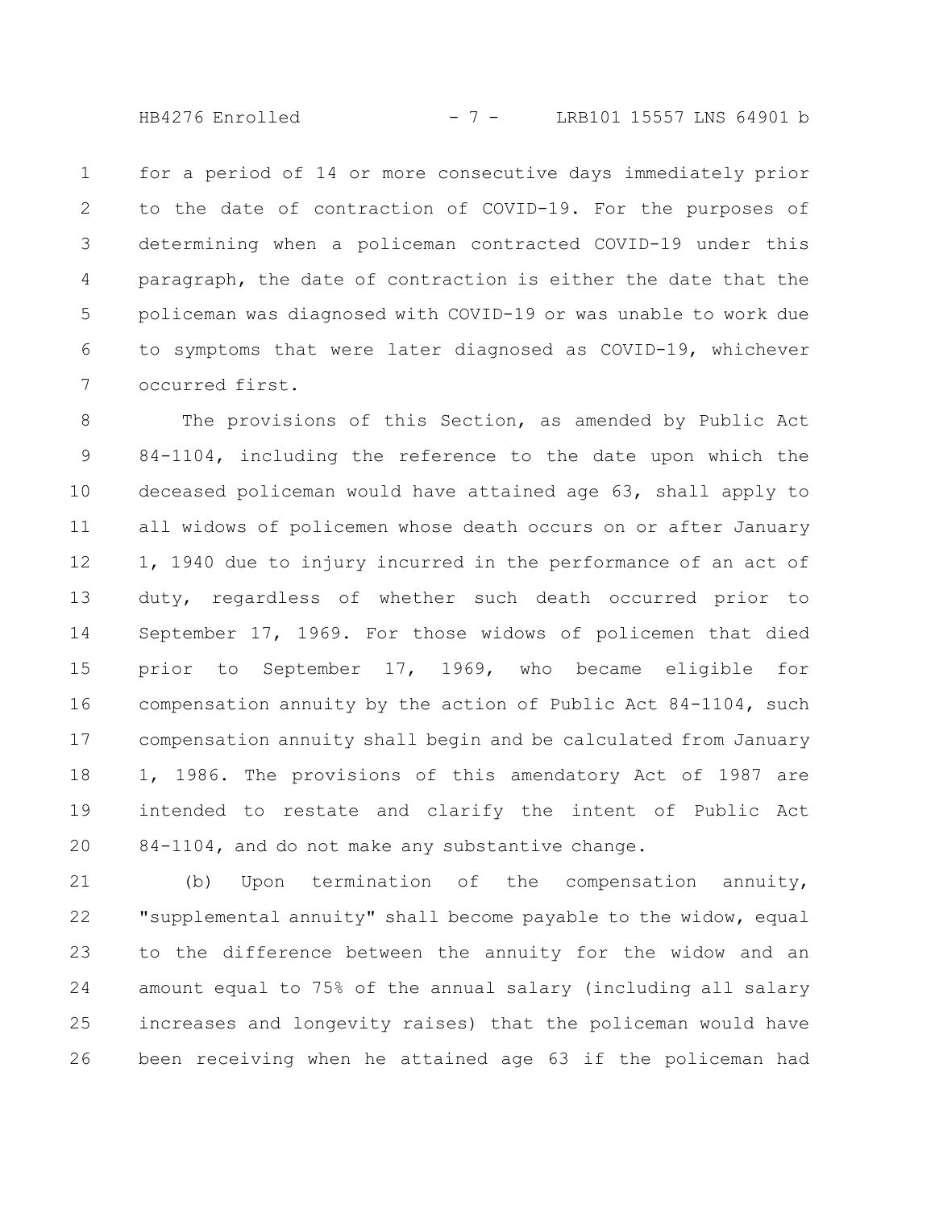for a period of 14 or more consecutive days immediately prior to the date of contraction of COVID-19. For the purposes of determining when a policeman contracted COVID-19 under this paragraph, the date of contraction is either the date that the policeman was diagnosed with COVID-19 or was unable to work due to symptoms that were later diagnosed as COVID-19, whichever occurred first.

The provisions of this Section, as amended by Public Act 84-1104, including the reference to the date upon which the deceased policeman would have attained age 63, shall apply to all widows of policemen whose death occurs on or after January 1, 1940 due to injury incurred in the performance of an act of duty, regardless of whether such death occurred prior to September 17, 1969. For those widows of policemen that died prior to September 17, 1969, who became eligible for compensation annuity by the action of Public Act 84-1104, such compensation annuity shall begin and be calculated from January 1, 1986. The provisions of this amendatory Act of 1987 are intended to restate and clarify the intent of Public Act 84-1104, and do not make any substantive change.

(b) Upon termination of the compensation annuity, "supplemental annuity" shall become payable to the widow, equal to the difference between the annuity for the widow and an amount equal to 75% of the annual salary (including all salary increases and longevity raises) that the policeman would have been receiving when he attained age 63 if the policeman had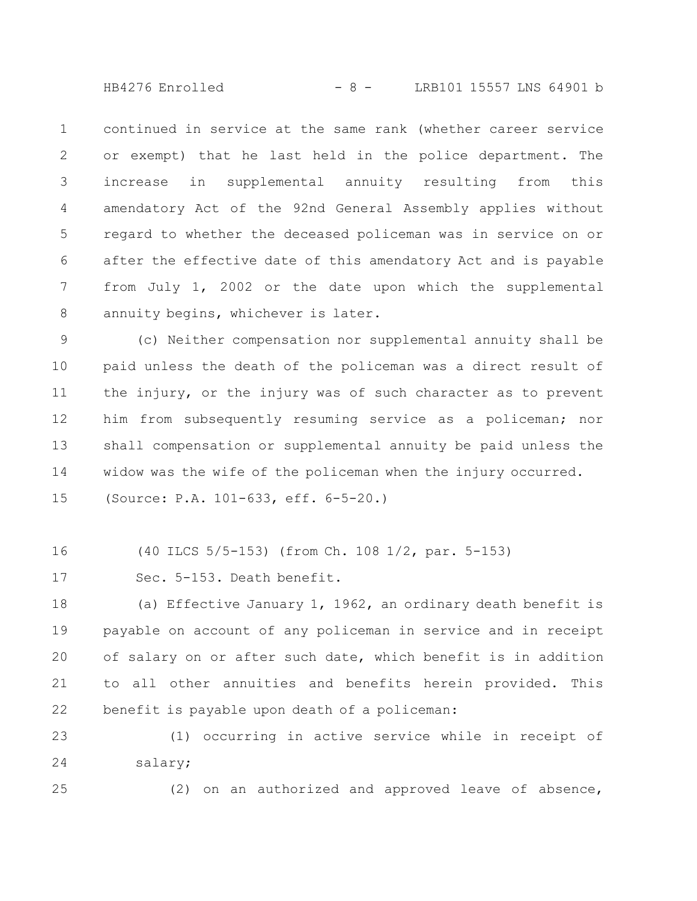continued in service at the same rank (whether career service or exempt) that he last held in the police department. The increase in supplemental annuity resulting from this amendatory Act of the 92nd General Assembly applies without regard to whether the deceased policeman was in service on or after the effective date of this amendatory Act and is payable from July 1, 2002 or the date upon which the supplemental annuity begins, whichever is later.

(c) Neither compensation nor supplemental annuity shall be paid unless the death of the policeman was a direct result of the injury, or the injury was of such character as to prevent him from subsequently resuming service as a policeman; nor shall compensation or supplemental annuity be paid unless the widow was the wife of the policeman when the injury occurred.

(Source: P.A. 101-633, eff. 6-5-20.)

(40 ILCS 5/5-153) (from Ch. 108 1/2, par. 5-153)

Sec. 5-153. Death benefit.

(a) Effective January 1, 1962, an ordinary death benefit is payable on account of any policeman in service and in receipt of salary on or after such date, which benefit is in addition to all other annuities and benefits herein provided. This benefit is payable upon death of a policeman:

(1) occurring in active service while in receipt of salary;

(2) on an authorized and approved leave of absence,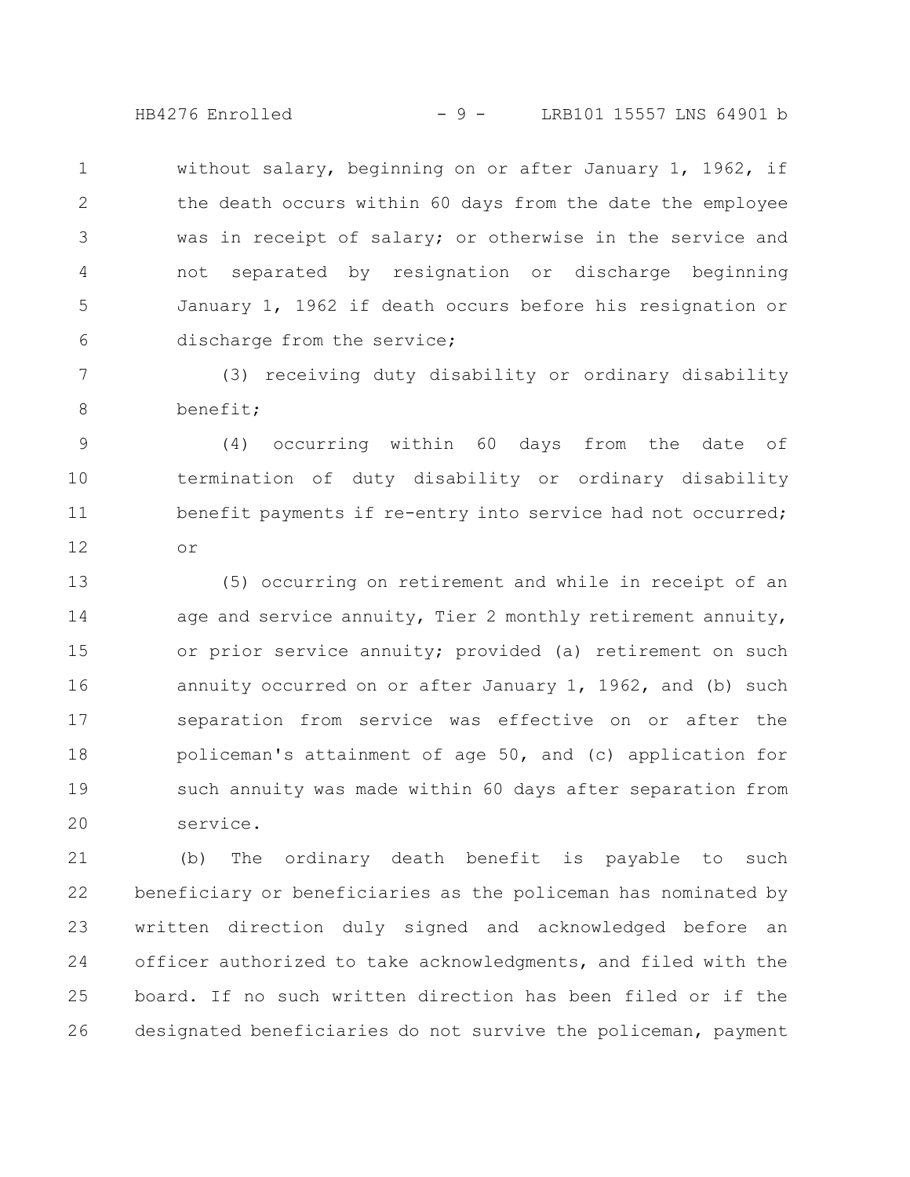without salary, beginning on or after January 1, 1962, if the death occurs within 60 days from the date the employee was in receipt of salary; or otherwise in the service and not separated by resignation or discharge beginning January 1, 1962 if death occurs before his resignation or discharge from the service;

(3) receiving duty disability or ordinary disability benefit;

(4) occurring within 60 days from the date of termination of duty disability or ordinary disability benefit payments if re-entry into service had not occurred; or

(5) occurring on retirement and while in receipt of an age and service annuity, Tier 2 monthly retirement annuity, or prior service annuity; provided (a) retirement on such annuity occurred on or after January 1, 1962, and (b) such separation from service was effective on or after the policeman's attainment of age 50, and (c) application for such annuity was made within 60 days after separation from service.

(b) The ordinary death benefit is payable to such beneficiary or beneficiaries as the policeman has nominated by written direction duly signed and acknowledged before an officer authorized to take acknowledgments, and filed with the board. If no such written direction has been filed or if the designated beneficiaries do not survive the policeman, payment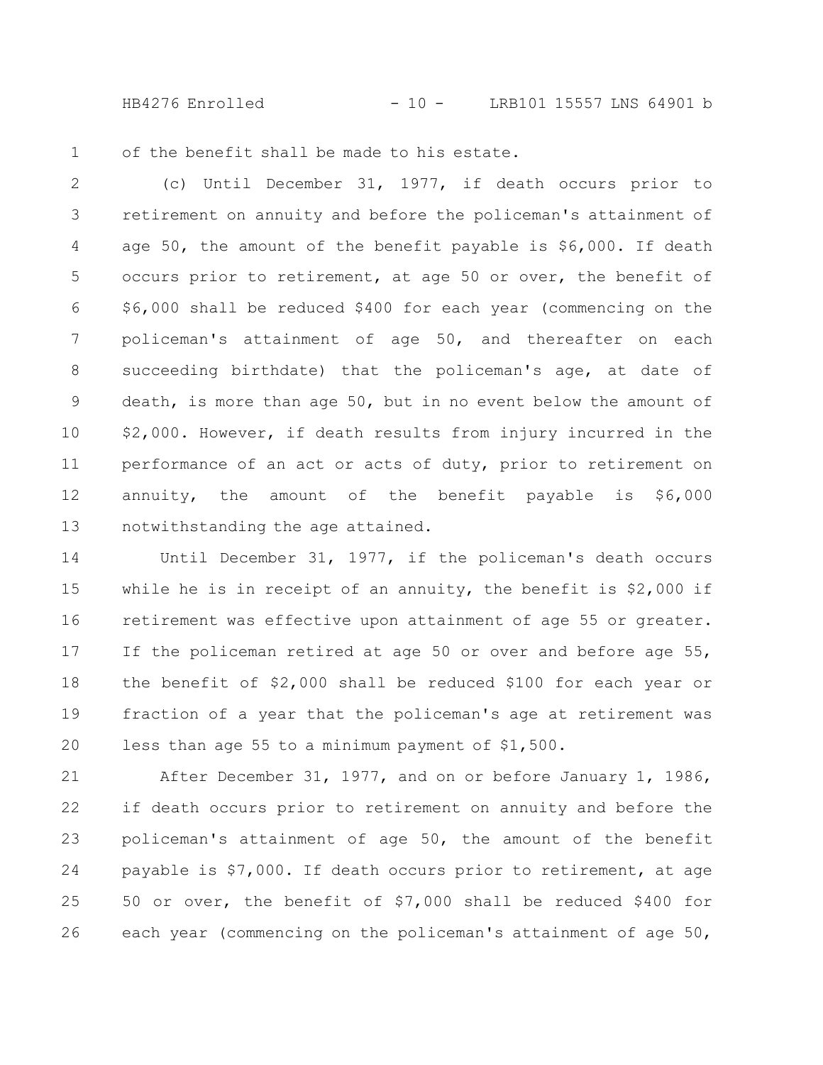of the benefit shall be made to his estate.

(c) Until December 31, 1977, if death occurs prior to retirement on annuity and before the policeman's attainment of age 50, the amount of the benefit payable is $6,000. If death occurs prior to retirement, at age 50 or over, the benefit of $6,000 shall be reduced $400 for each year (commencing on the policeman's attainment of age 50, and thereafter on each succeeding birthdate) that the policeman's age, at date of death, is more than age 50, but in no event below the amount of $2,000. However, if death results from injury incurred in the performance of an act or acts of duty, prior to retirement on annuity, the amount of the benefit payable is $6,000 notwithstanding the age attained.

Until December 31, 1977, if the policeman's death occurs while he is in receipt of an annuity, the benefit is $2,000 if retirement was effective upon attainment of age 55 or greater. If the policeman retired at age 50 or over and before age 55, the benefit of $2,000 shall be reduced $100 for each year or fraction of a year that the policeman's age at retirement was less than age 55 to a minimum payment of $1,500.

After December 31, 1977, and on or before January 1, 1986, if death occurs prior to retirement on annuity and before the policeman's attainment of age 50, the amount of the benefit payable is $7,000. If death occurs prior to retirement, at age 50 or over, the benefit of $7,000 shall be reduced $400 for each year (commencing on the policeman's attainment of age 50,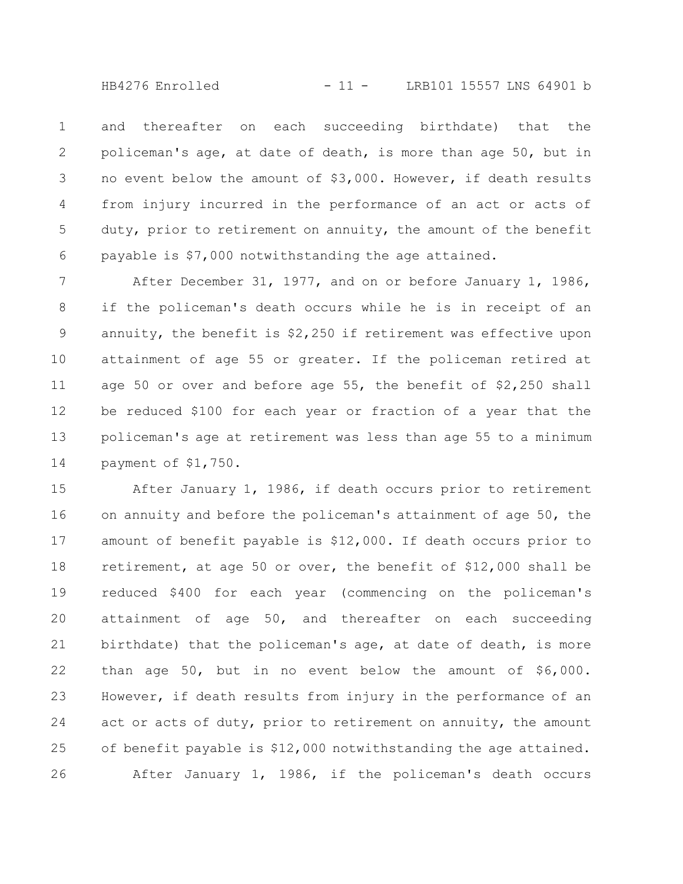and thereafter on each succeeding birthdate) that the policeman's age, at date of death, is more than age 50, but in no event below the amount of $3,000. However, if death results from injury incurred in the performance of an act or acts of duty, prior to retirement on annuity, the amount of the benefit payable is $7,000 notwithstanding the age attained.

After December 31, 1977, and on or before January 1, 1986, if the policeman's death occurs while he is in receipt of an annuity, the benefit is $2,250 if retirement was effective upon attainment of age 55 or greater. If the policeman retired at age 50 or over and before age 55, the benefit of $2,250 shall be reduced $100 for each year or fraction of a year that the policeman's age at retirement was less than age 55 to a minimum payment of $1,750.

After January 1, 1986, if death occurs prior to retirement on annuity and before the policeman's attainment of age 50, the amount of benefit payable is $12,000. If death occurs prior to retirement, at age 50 or over, the benefit of $12,000 shall be reduced $400 for each year (commencing on the policeman's attainment of age 50, and thereafter on each succeeding birthdate) that the policeman's age, at date of death, is more than age 50, but in no event below the amount of $6,000. However, if death results from injury in the performance of an act or acts of duty, prior to retirement on annuity, the amount of benefit payable is $12,000 notwithstanding the age attained.

After January 1, 1986, if the policeman's death occurs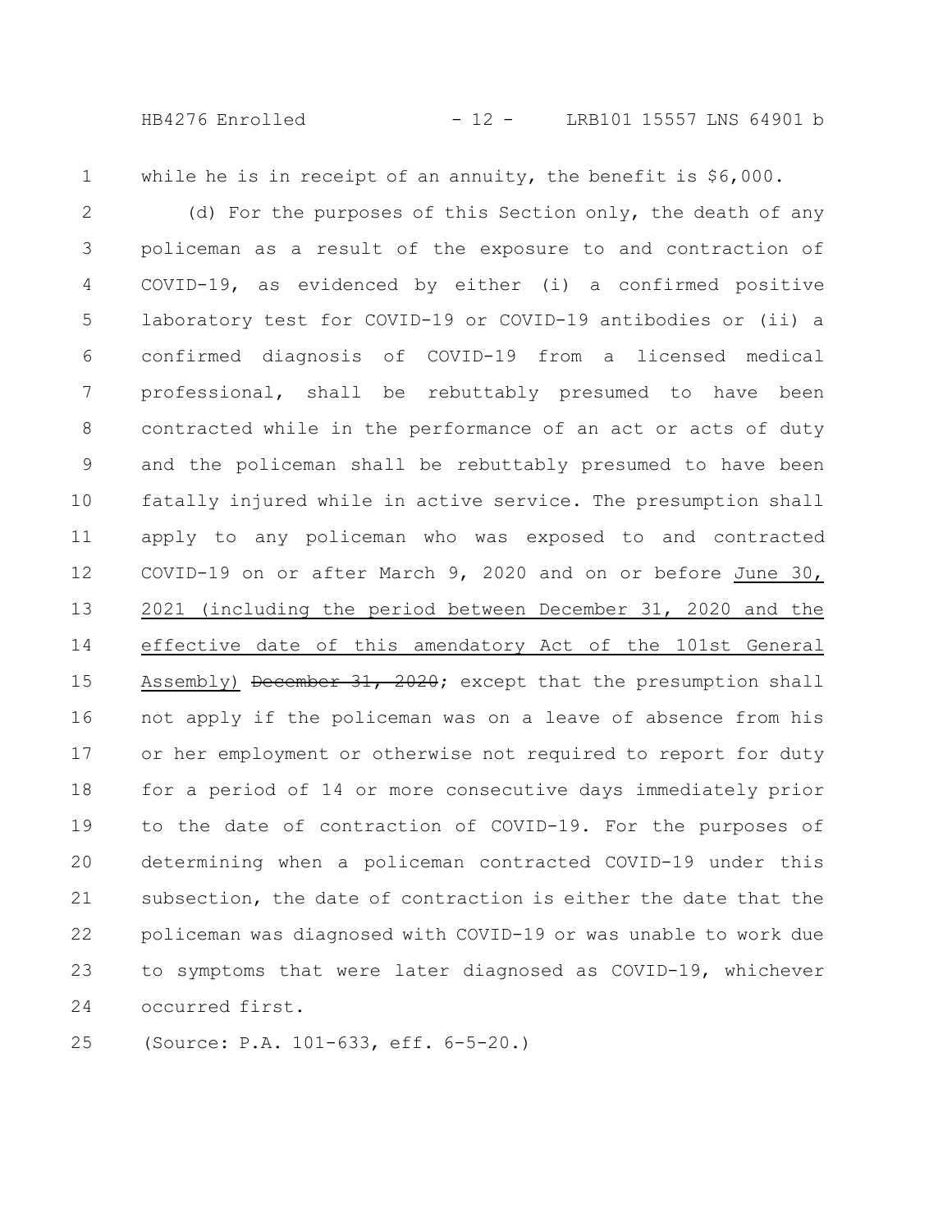while he is in receipt of an annuity, the benefit is $6,000.

(d) For the purposes of this Section only, the death of any policeman as a result of the exposure to and contraction of COVID-19, as evidenced by either (i) a confirmed positive laboratory test for COVID-19 or COVID-19 antibodies or (ii) a confirmed diagnosis of COVID-19 from a licensed medical professional, shall be rebuttably presumed to have been contracted while in the performance of an act or acts of duty and the policeman shall be rebuttably presumed to have been fatally injured while in active service. The presumption shall apply to any policeman who was exposed to and contracted COVID-19 on or after March 9, 2020 and on or before <u>June 30, 2021 (including the period between December 31, 2020 and the effective date of this amendatory Act of the 101st General Assembly)</u> ~~December 31, 2020~~; except that the presumption shall not apply if the policeman was on a leave of absence from his or her employment or otherwise not required to report for duty for a period of 14 or more consecutive days immediately prior to the date of contraction of COVID-19. For the purposes of determining when a policeman contracted COVID-19 under this subsection, the date of contraction is either the date that the policeman was diagnosed with COVID-19 or was unable to work due to symptoms that were later diagnosed as COVID-19, whichever occurred first.

(Source: P.A. 101-633, eff. 6-5-20.)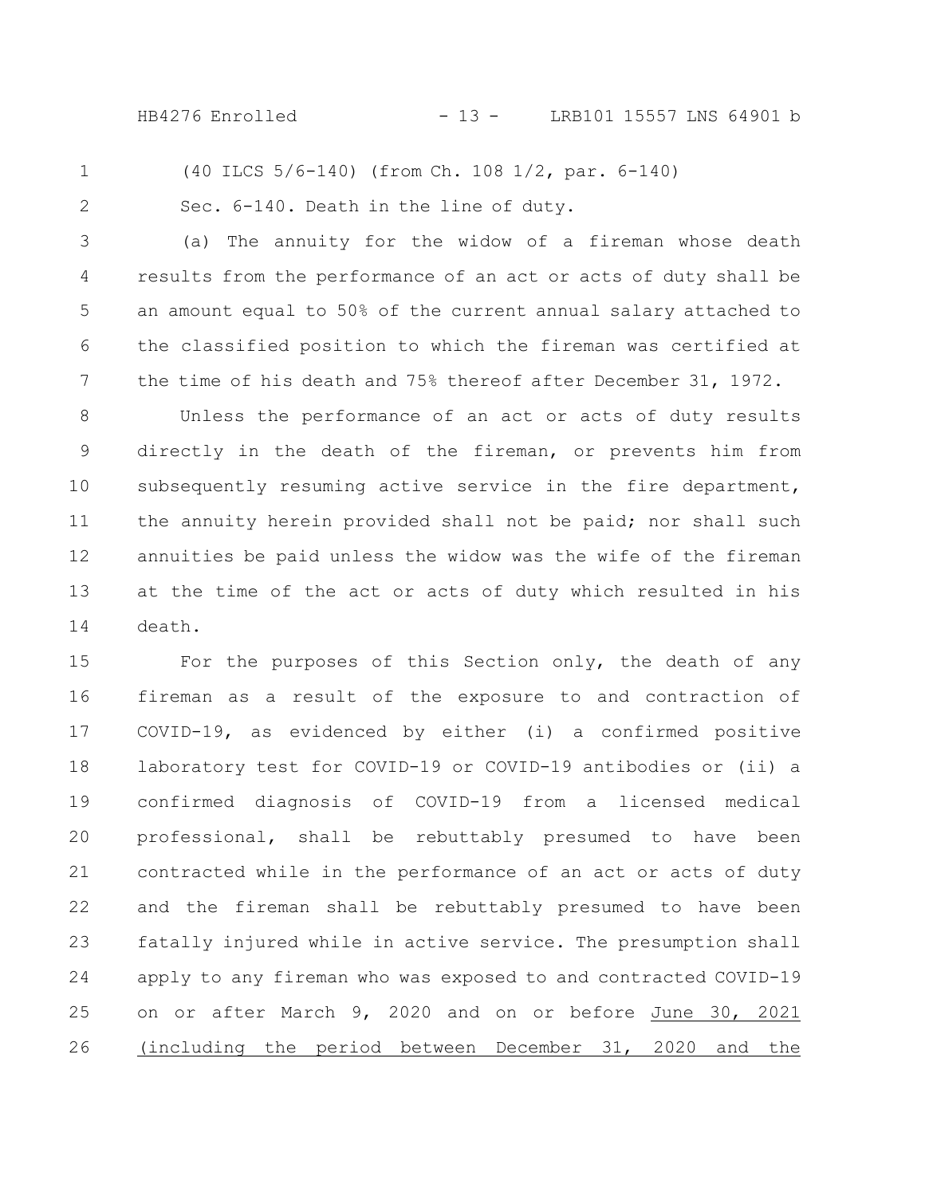(40 ILCS 5/6-140) (from Ch. 108 1/2, par. 6-140)

Sec. 6-140. Death in the line of duty.

(a) The annuity for the widow of a fireman whose death results from the performance of an act or acts of duty shall be an amount equal to 50% of the current annual salary attached to the classified position to which the fireman was certified at the time of his death and 75% thereof after December 31, 1972.

Unless the performance of an act or acts of duty results directly in the death of the fireman, or prevents him from subsequently resuming active service in the fire department, the annuity herein provided shall not be paid; nor shall such annuities be paid unless the widow was the wife of the fireman at the time of the act or acts of duty which resulted in his death.

For the purposes of this Section only, the death of any fireman as a result of the exposure to and contraction of COVID-19, as evidenced by either (i) a confirmed positive laboratory test for COVID-19 or COVID-19 antibodies or (ii) a confirmed diagnosis of COVID-19 from a licensed medical professional, shall be rebuttably presumed to have been contracted while in the performance of an act or acts of duty and the fireman shall be rebuttably presumed to have been fatally injured while in active service. The presumption shall apply to any fireman who was exposed to and contracted COVID-19 on or after March 9, 2020 and on or before June 30, 2021 (including the period between December 31, 2020 and the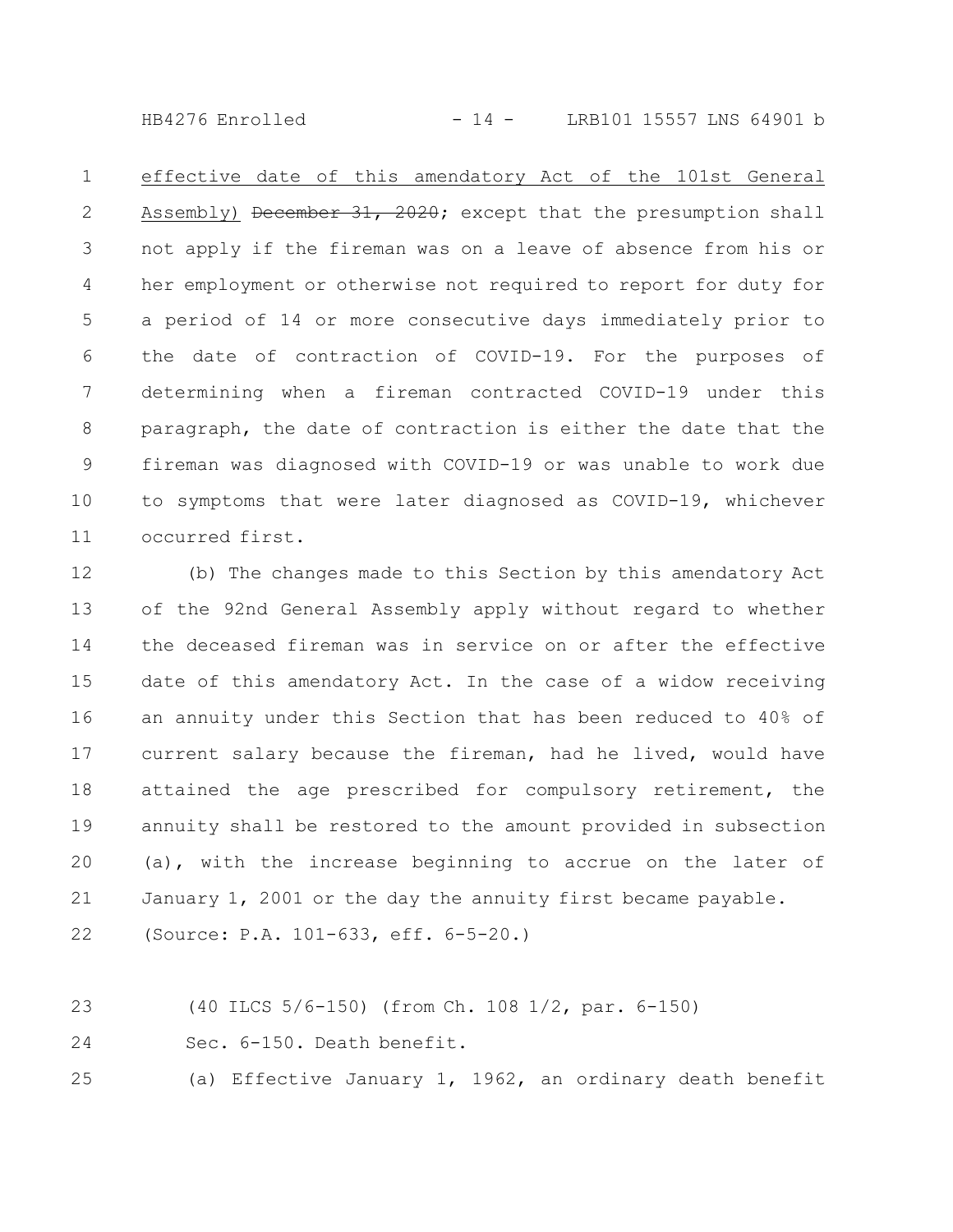effective date of this amendatory Act of the 101st General Assembly) ~~December 31, 2020~~; except that the presumption shall not apply if the fireman was on a leave of absence from his or her employment or otherwise not required to report for duty for a period of 14 or more consecutive days immediately prior to the date of contraction of COVID-19. For the purposes of determining when a fireman contracted COVID-19 under this paragraph, the date of contraction is either the date that the fireman was diagnosed with COVID-19 or was unable to work due to symptoms that were later diagnosed as COVID-19, whichever occurred first.

(b) The changes made to this Section by this amendatory Act of the 92nd General Assembly apply without regard to whether the deceased fireman was in service on or after the effective date of this amendatory Act. In the case of a widow receiving an annuity under this Section that has been reduced to 40% of current salary because the fireman, had he lived, would have attained the age prescribed for compulsory retirement, the annuity shall be restored to the amount provided in subsection (a), with the increase beginning to accrue on the later of January 1, 2001 or the day the annuity first became payable.

(Source: P.A. 101-633, eff. 6-5-20.)

(40 ILCS 5/6-150) (from Ch. 108 1/2, par. 6-150)

Sec. 6-150. Death benefit.

(a) Effective January 1, 1962, an ordinary death benefit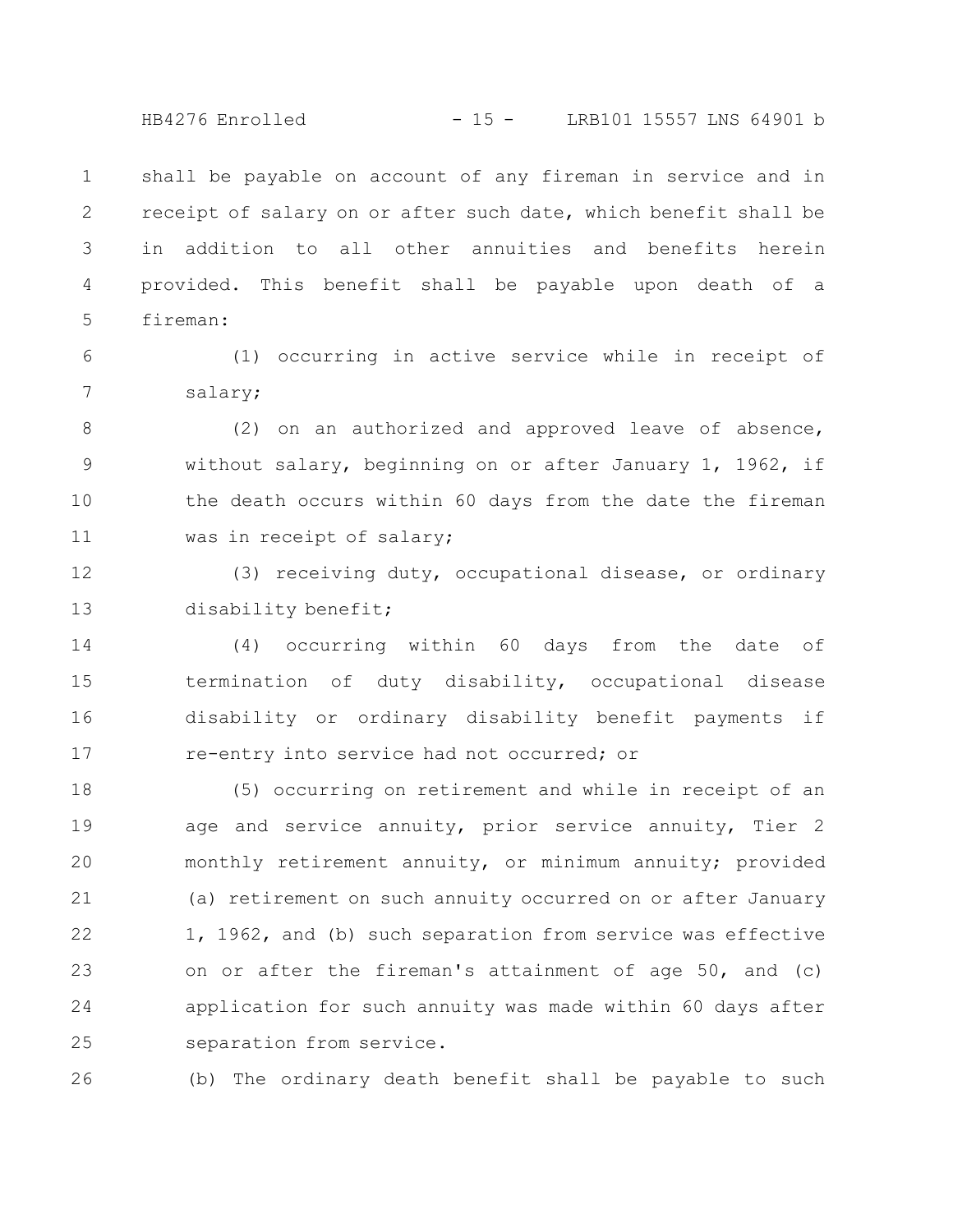shall be payable on account of any fireman in service and in receipt of salary on or after such date, which benefit shall be in addition to all other annuities and benefits herein provided. This benefit shall be payable upon death of a fireman:

(1) occurring in active service while in receipt of salary;

(2) on an authorized and approved leave of absence, without salary, beginning on or after January 1, 1962, if the death occurs within 60 days from the date the fireman was in receipt of salary;

(3) receiving duty, occupational disease, or ordinary disability benefit;

(4) occurring within 60 days from the date of termination of duty disability, occupational disease disability or ordinary disability benefit payments if re-entry into service had not occurred; or

(5) occurring on retirement and while in receipt of an age and service annuity, prior service annuity, Tier 2 monthly retirement annuity, or minimum annuity; provided (a) retirement on such annuity occurred on or after January 1, 1962, and (b) such separation from service was effective on or after the fireman's attainment of age 50, and (c) application for such annuity was made within 60 days after separation from service.

(b) The ordinary death benefit shall be payable to such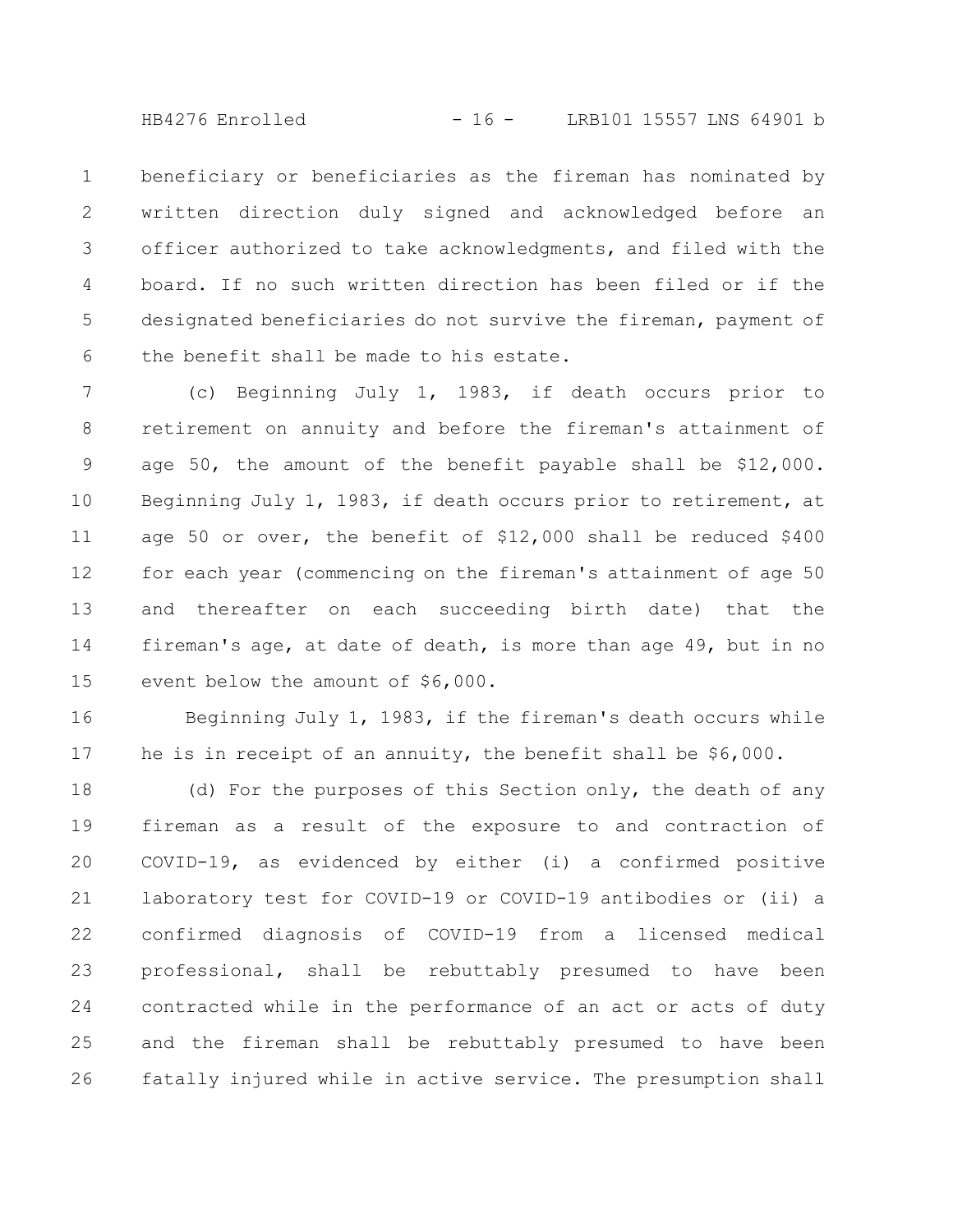beneficiary or beneficiaries as the fireman has nominated by written direction duly signed and acknowledged before an officer authorized to take acknowledgments, and filed with the board. If no such written direction has been filed or if the designated beneficiaries do not survive the fireman, payment of the benefit shall be made to his estate.

(c) Beginning July 1, 1983, if death occurs prior to retirement on annuity and before the fireman's attainment of age 50, the amount of the benefit payable shall be $12,000. Beginning July 1, 1983, if death occurs prior to retirement, at age 50 or over, the benefit of $12,000 shall be reduced $400 for each year (commencing on the fireman's attainment of age 50 and thereafter on each succeeding birth date) that the fireman's age, at date of death, is more than age 49, but in no event below the amount of $6,000.

Beginning July 1, 1983, if the fireman's death occurs while he is in receipt of an annuity, the benefit shall be $6,000.

(d) For the purposes of this Section only, the death of any fireman as a result of the exposure to and contraction of COVID-19, as evidenced by either (i) a confirmed positive laboratory test for COVID-19 or COVID-19 antibodies or (ii) a confirmed diagnosis of COVID-19 from a licensed medical professional, shall be rebuttably presumed to have been contracted while in the performance of an act or acts of duty and the fireman shall be rebuttably presumed to have been fatally injured while in active service. The presumption shall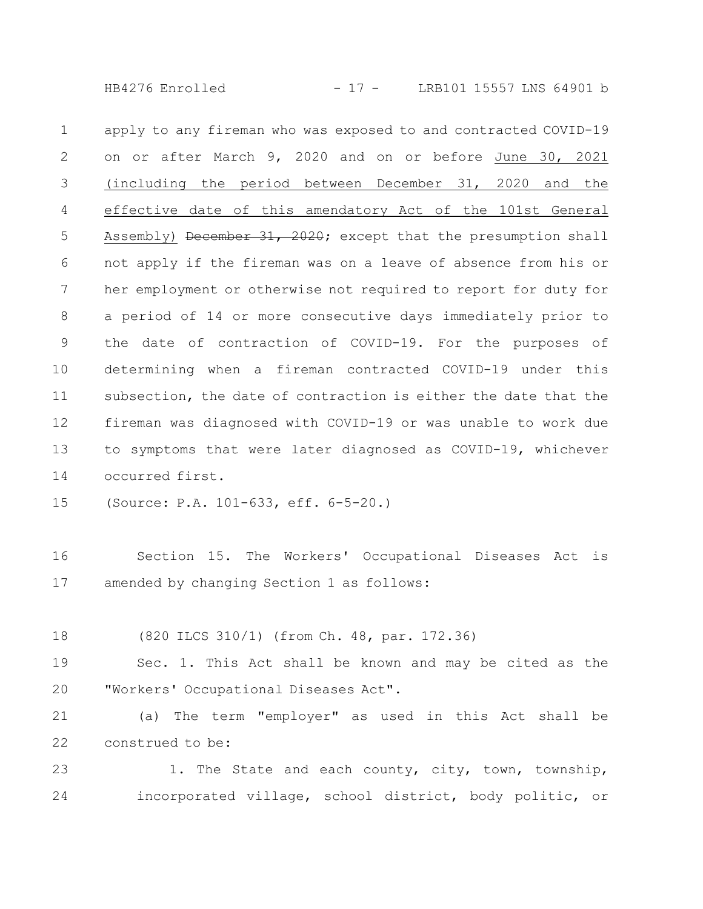apply to any fireman who was exposed to and contracted COVID-19 on or after March 9, 2020 and on or before June 30, 2021 (including the period between December 31, 2020 and the effective date of this amendatory Act of the 101st General Assembly) ~~December 31, 2020~~; except that the presumption shall not apply if the fireman was on a leave of absence from his or her employment or otherwise not required to report for duty for a period of 14 or more consecutive days immediately prior to the date of contraction of COVID-19. For the purposes of determining when a fireman contracted COVID-19 under this subsection, the date of contraction is either the date that the fireman was diagnosed with COVID-19 or was unable to work due to symptoms that were later diagnosed as COVID-19, whichever occurred first.

(Source: P.A. 101-633, eff. 6-5-20.)

Section 15. The Workers' Occupational Diseases Act is amended by changing Section 1 as follows:

(820 ILCS 310/1) (from Ch. 48, par. 172.36)

Sec. 1. This Act shall be known and may be cited as the "Workers' Occupational Diseases Act".

(a) The term "employer" as used in this Act shall be construed to be:

1. The State and each county, city, town, township, incorporated village, school district, body politic, or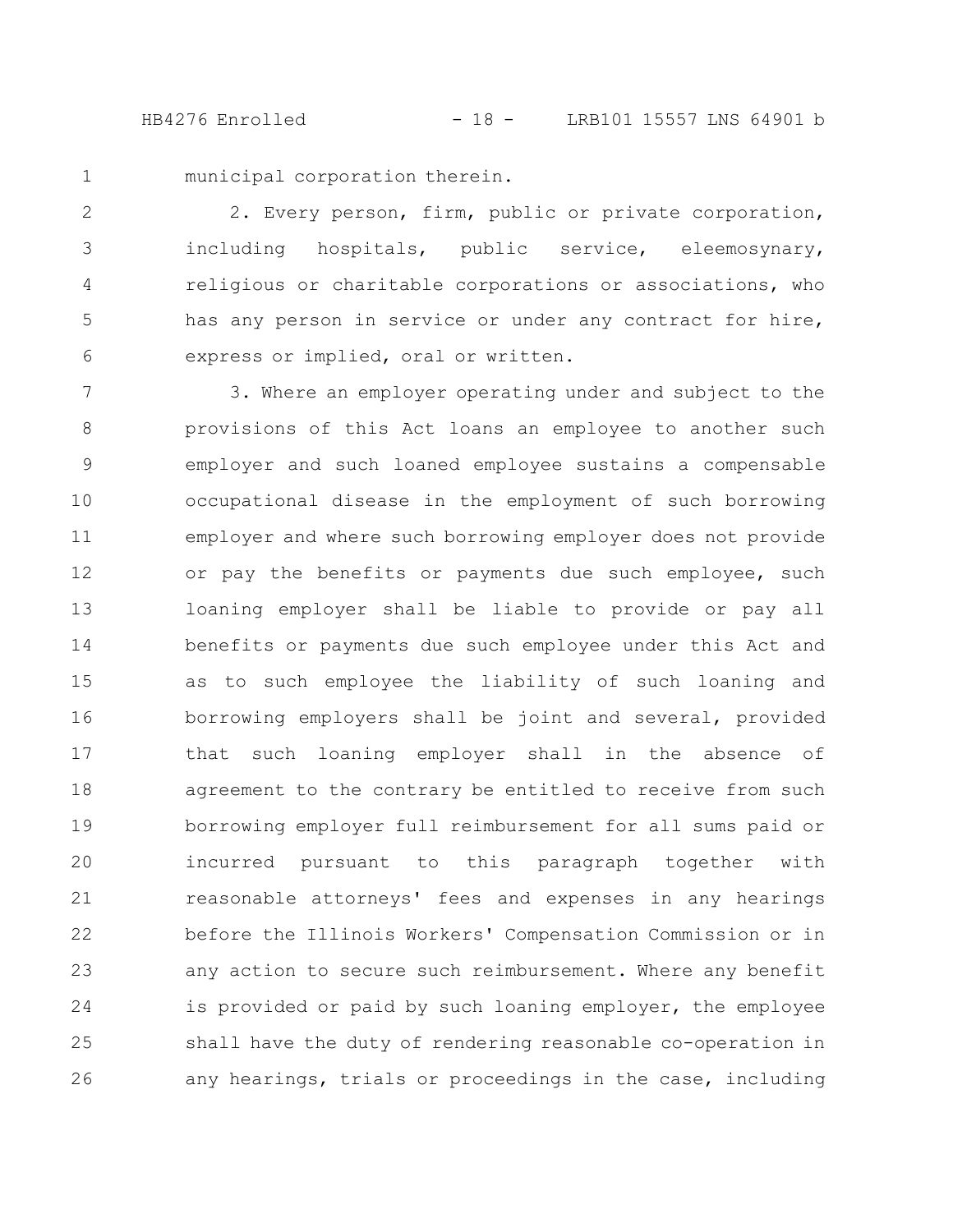municipal corporation therein.

2. Every person, firm, public or private corporation, including hospitals, public service, eleemosynary, religious or charitable corporations or associations, who has any person in service or under any contract for hire, express or implied, oral or written.

3. Where an employer operating under and subject to the provisions of this Act loans an employee to another such employer and such loaned employee sustains a compensable occupational disease in the employment of such borrowing employer and where such borrowing employer does not provide or pay the benefits or payments due such employee, such loaning employer shall be liable to provide or pay all benefits or payments due such employee under this Act and as to such employee the liability of such loaning and borrowing employers shall be joint and several, provided that such loaning employer shall in the absence of agreement to the contrary be entitled to receive from such borrowing employer full reimbursement for all sums paid or incurred pursuant to this paragraph together with reasonable attorneys' fees and expenses in any hearings before the Illinois Workers' Compensation Commission or in any action to secure such reimbursement. Where any benefit is provided or paid by such loaning employer, the employee shall have the duty of rendering reasonable co-operation in any hearings, trials or proceedings in the case, including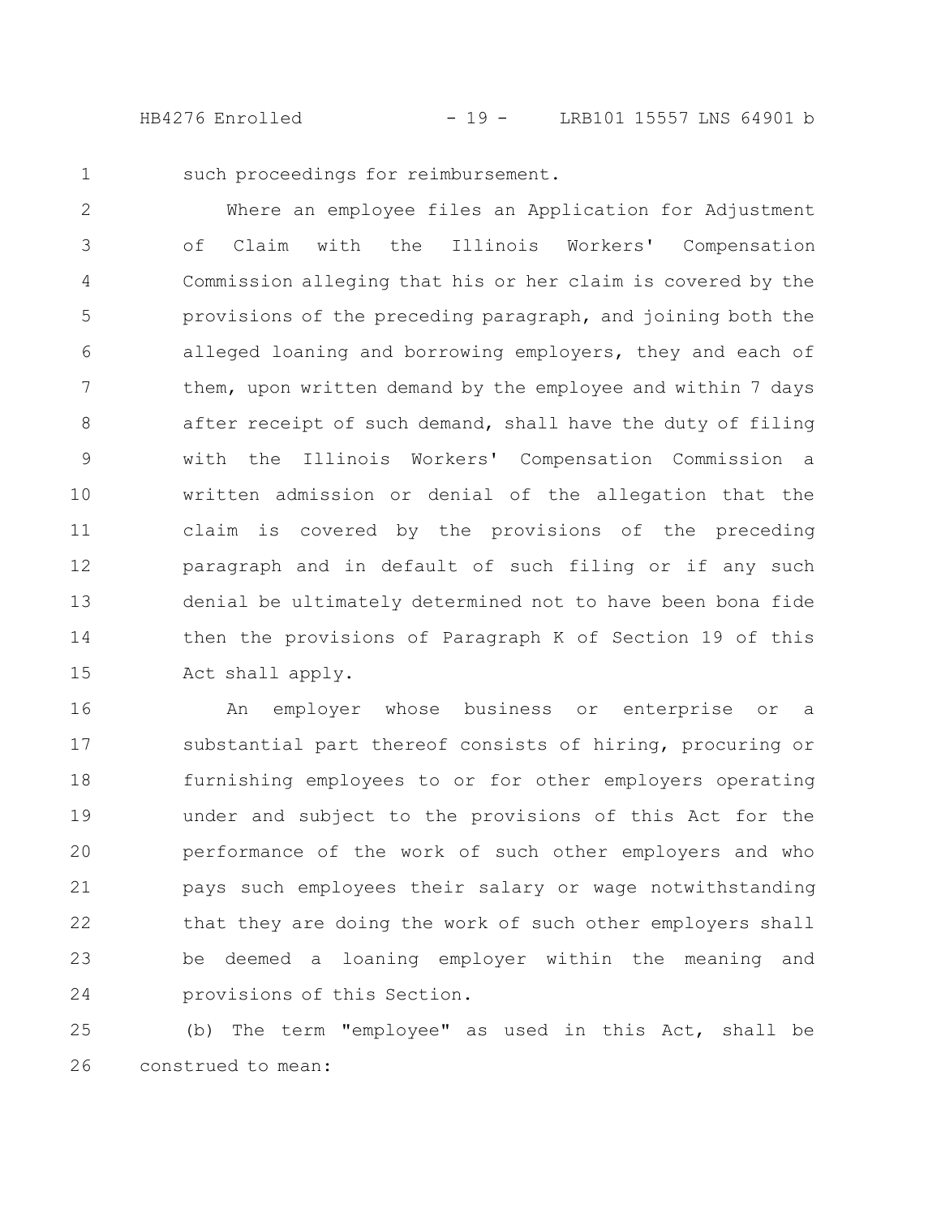such proceedings for reimbursement.

Where an employee files an Application for Adjustment of Claim with the Illinois Workers' Compensation Commission alleging that his or her claim is covered by the provisions of the preceding paragraph, and joining both the alleged loaning and borrowing employers, they and each of them, upon written demand by the employee and within 7 days after receipt of such demand, shall have the duty of filing with the Illinois Workers' Compensation Commission a written admission or denial of the allegation that the claim is covered by the provisions of the preceding paragraph and in default of such filing or if any such denial be ultimately determined not to have been bona fide then the provisions of Paragraph K of Section 19 of this Act shall apply.

An employer whose business or enterprise or a substantial part thereof consists of hiring, procuring or furnishing employees to or for other employers operating under and subject to the provisions of this Act for the performance of the work of such other employers and who pays such employees their salary or wage notwithstanding that they are doing the work of such other employers shall be deemed a loaning employer within the meaning and provisions of this Section.

(b) The term "employee" as used in this Act, shall be construed to mean: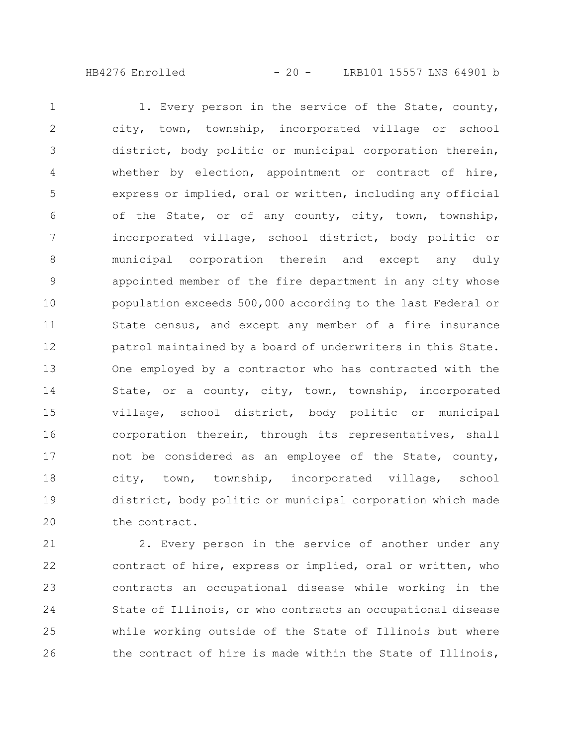1. Every person in the service of the State, county, city, town, township, incorporated village or school district, body politic or municipal corporation therein, whether by election, appointment or contract of hire, express or implied, oral or written, including any official of the State, or of any county, city, town, township, incorporated village, school district, body politic or municipal corporation therein and except any duly appointed member of the fire department in any city whose population exceeds 500,000 according to the last Federal or State census, and except any member of a fire insurance patrol maintained by a board of underwriters in this State. One employed by a contractor who has contracted with the State, or a county, city, town, township, incorporated village, school district, body politic or municipal corporation therein, through its representatives, shall not be considered as an employee of the State, county, city, town, township, incorporated village, school district, body politic or municipal corporation which made the contract.

2. Every person in the service of another under any contract of hire, express or implied, oral or written, who contracts an occupational disease while working in the State of Illinois, or who contracts an occupational disease while working outside of the State of Illinois but where the contract of hire is made within the State of Illinois,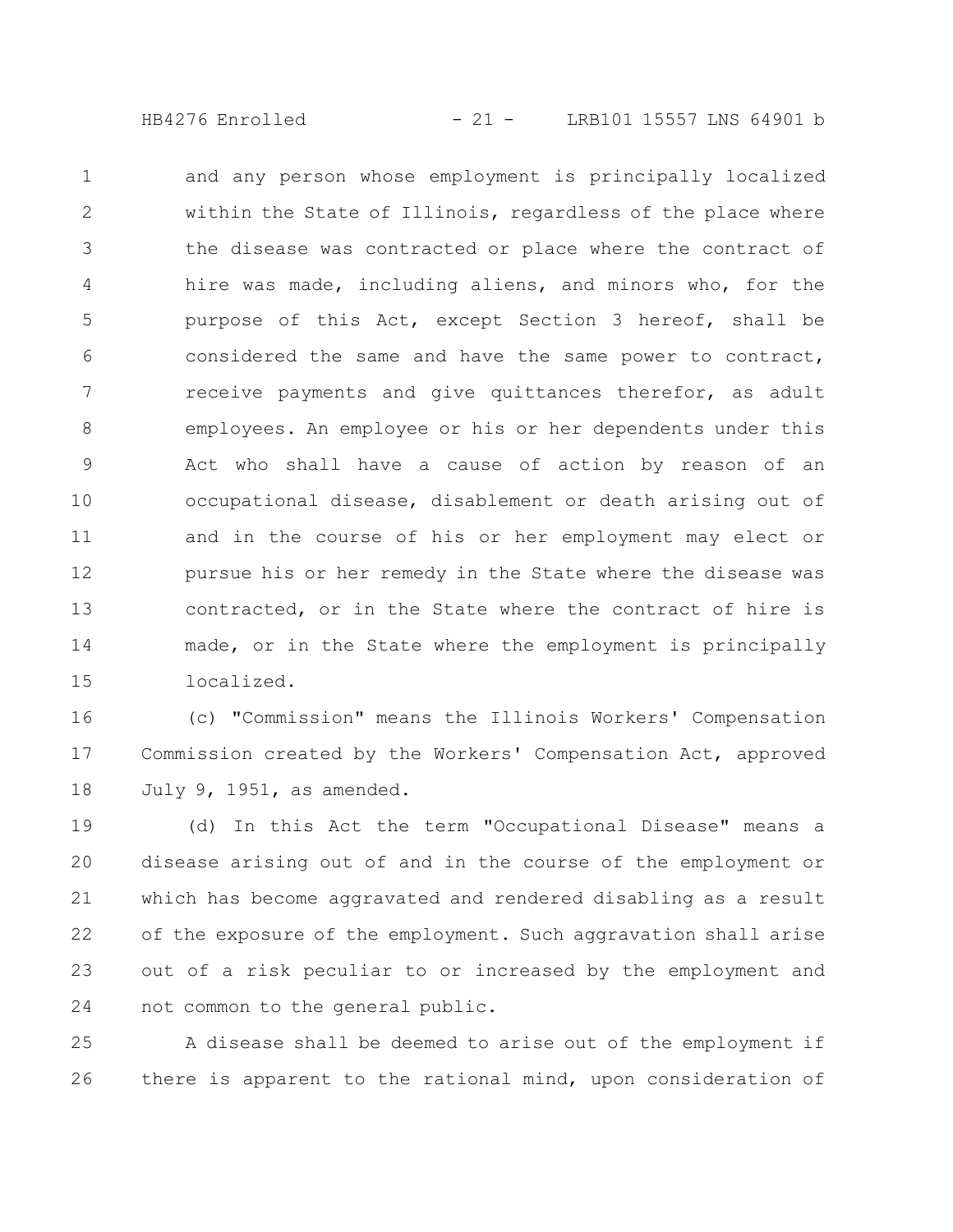and any person whose employment is principally localized within the State of Illinois, regardless of the place where the disease was contracted or place where the contract of hire was made, including aliens, and minors who, for the purpose of this Act, except Section 3 hereof, shall be considered the same and have the same power to contract, receive payments and give quittances therefor, as adult employees. An employee or his or her dependents under this Act who shall have a cause of action by reason of an occupational disease, disablement or death arising out of and in the course of his or her employment may elect or pursue his or her remedy in the State where the disease was contracted, or in the State where the contract of hire is made, or in the State where the employment is principally localized.

(c) "Commission" means the Illinois Workers' Compensation Commission created by the Workers' Compensation Act, approved July 9, 1951, as amended.

(d) In this Act the term "Occupational Disease" means a disease arising out of and in the course of the employment or which has become aggravated and rendered disabling as a result of the exposure of the employment. Such aggravation shall arise out of a risk peculiar to or increased by the employment and not common to the general public.

A disease shall be deemed to arise out of the employment if there is apparent to the rational mind, upon consideration of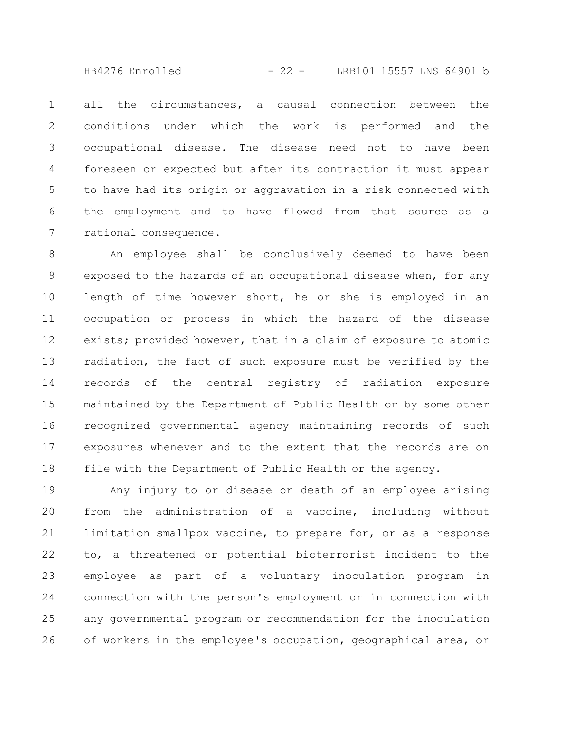all the circumstances, a causal connection between the conditions under which the work is performed and the occupational disease. The disease need not to have been foreseen or expected but after its contraction it must appear to have had its origin or aggravation in a risk connected with the employment and to have flowed from that source as a rational consequence.

An employee shall be conclusively deemed to have been exposed to the hazards of an occupational disease when, for any length of time however short, he or she is employed in an occupation or process in which the hazard of the disease exists; provided however, that in a claim of exposure to atomic radiation, the fact of such exposure must be verified by the records of the central registry of radiation exposure maintained by the Department of Public Health or by some other recognized governmental agency maintaining records of such exposures whenever and to the extent that the records are on file with the Department of Public Health or the agency.

Any injury to or disease or death of an employee arising from the administration of a vaccine, including without limitation smallpox vaccine, to prepare for, or as a response to, a threatened or potential bioterrorist incident to the employee as part of a voluntary inoculation program in connection with the person's employment or in connection with any governmental program or recommendation for the inoculation of workers in the employee's occupation, geographical area, or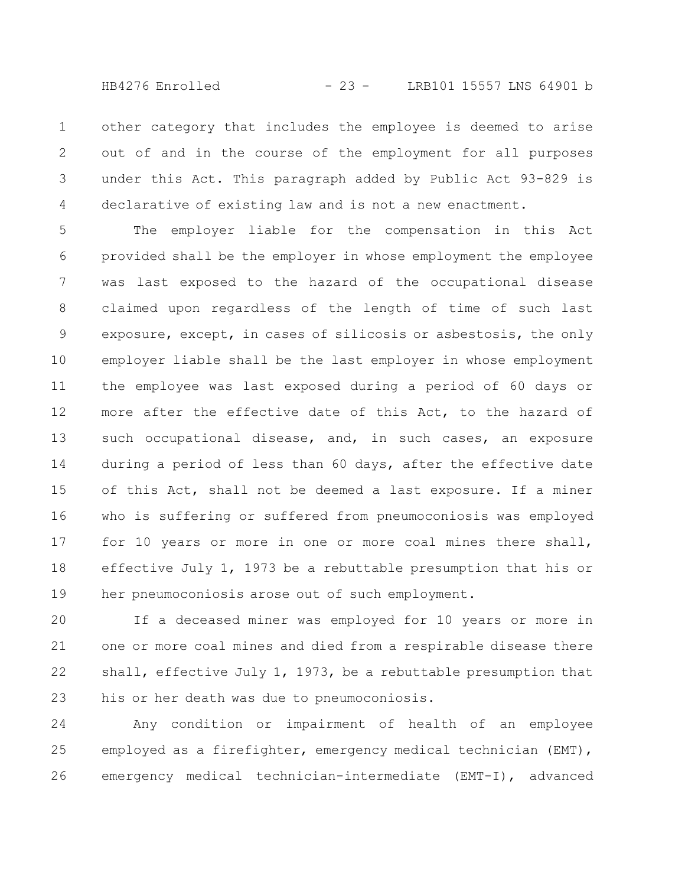other category that includes the employee is deemed to arise out of and in the course of the employment for all purposes under this Act. This paragraph added by Public Act 93-829 is declarative of existing law and is not a new enactment.

The employer liable for the compensation in this Act provided shall be the employer in whose employment the employee was last exposed to the hazard of the occupational disease claimed upon regardless of the length of time of such last exposure, except, in cases of silicosis or asbestosis, the only employer liable shall be the last employer in whose employment the employee was last exposed during a period of 60 days or more after the effective date of this Act, to the hazard of such occupational disease, and, in such cases, an exposure during a period of less than 60 days, after the effective date of this Act, shall not be deemed a last exposure. If a miner who is suffering or suffered from pneumoconiosis was employed for 10 years or more in one or more coal mines there shall, effective July 1, 1973 be a rebuttable presumption that his or her pneumoconiosis arose out of such employment.

If a deceased miner was employed for 10 years or more in one or more coal mines and died from a respirable disease there shall, effective July 1, 1973, be a rebuttable presumption that his or her death was due to pneumoconiosis.

Any condition or impairment of health of an employee employed as a firefighter, emergency medical technician (EMT), emergency medical technician-intermediate (EMT-I), advanced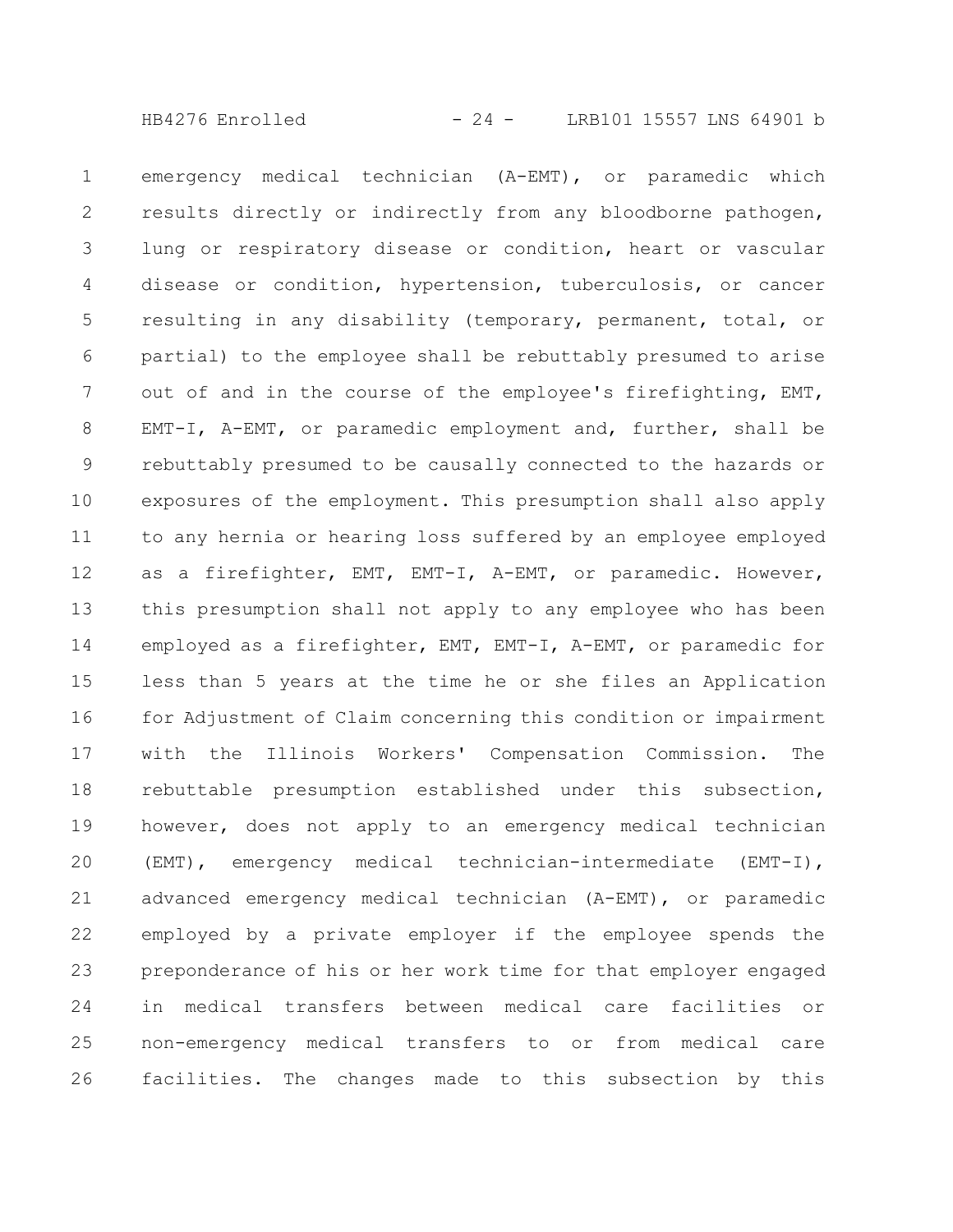emergency medical technician (A-EMT), or paramedic which results directly or indirectly from any bloodborne pathogen, lung or respiratory disease or condition, heart or vascular disease or condition, hypertension, tuberculosis, or cancer resulting in any disability (temporary, permanent, total, or partial) to the employee shall be rebuttably presumed to arise out of and in the course of the employee's firefighting, EMT, EMT-I, A-EMT, or paramedic employment and, further, shall be rebuttably presumed to be causally connected to the hazards or exposures of the employment. This presumption shall also apply to any hernia or hearing loss suffered by an employee employed as a firefighter, EMT, EMT-I, A-EMT, or paramedic. However, this presumption shall not apply to any employee who has been employed as a firefighter, EMT, EMT-I, A-EMT, or paramedic for less than 5 years at the time he or she files an Application for Adjustment of Claim concerning this condition or impairment with the Illinois Workers' Compensation Commission. The rebuttable presumption established under this subsection, however, does not apply to an emergency medical technician (EMT), emergency medical technician-intermediate (EMT-I), advanced emergency medical technician (A-EMT), or paramedic employed by a private employer if the employee spends the preponderance of his or her work time for that employer engaged in medical transfers between medical care facilities or non-emergency medical transfers to or from medical care facilities. The changes made to this subsection by this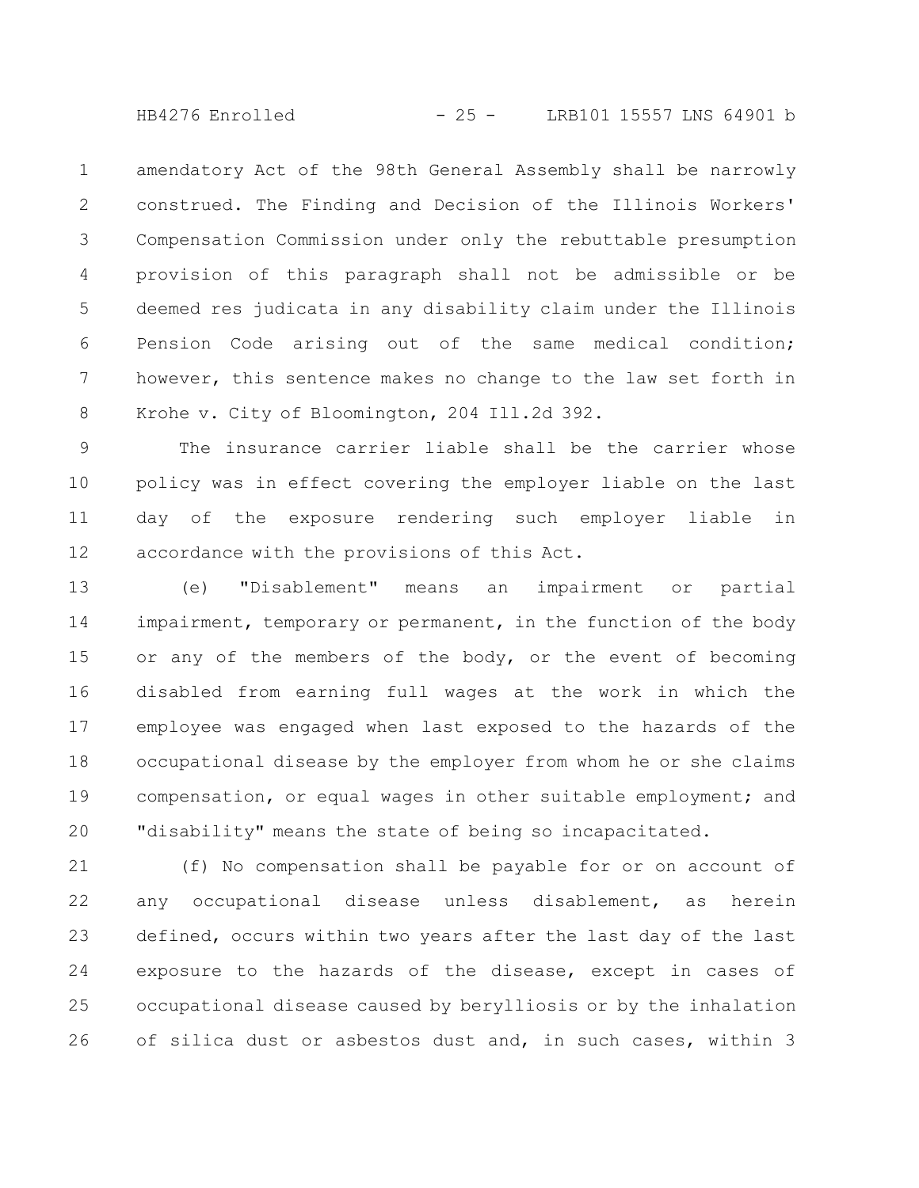amendatory Act of the 98th General Assembly shall be narrowly construed. The Finding and Decision of the Illinois Workers' Compensation Commission under only the rebuttable presumption provision of this paragraph shall not be admissible or be deemed res judicata in any disability claim under the Illinois Pension Code arising out of the same medical condition; however, this sentence makes no change to the law set forth in Krohe v. City of Bloomington, 204 Ill.2d 392.

The insurance carrier liable shall be the carrier whose policy was in effect covering the employer liable on the last day of the exposure rendering such employer liable in accordance with the provisions of this Act.

(e) "Disablement" means an impairment or partial impairment, temporary or permanent, in the function of the body or any of the members of the body, or the event of becoming disabled from earning full wages at the work in which the employee was engaged when last exposed to the hazards of the occupational disease by the employer from whom he or she claims compensation, or equal wages in other suitable employment; and "disability" means the state of being so incapacitated.

(f) No compensation shall be payable for or on account of any occupational disease unless disablement, as herein defined, occurs within two years after the last day of the last exposure to the hazards of the disease, except in cases of occupational disease caused by berylliosis or by the inhalation of silica dust or asbestos dust and, in such cases, within 3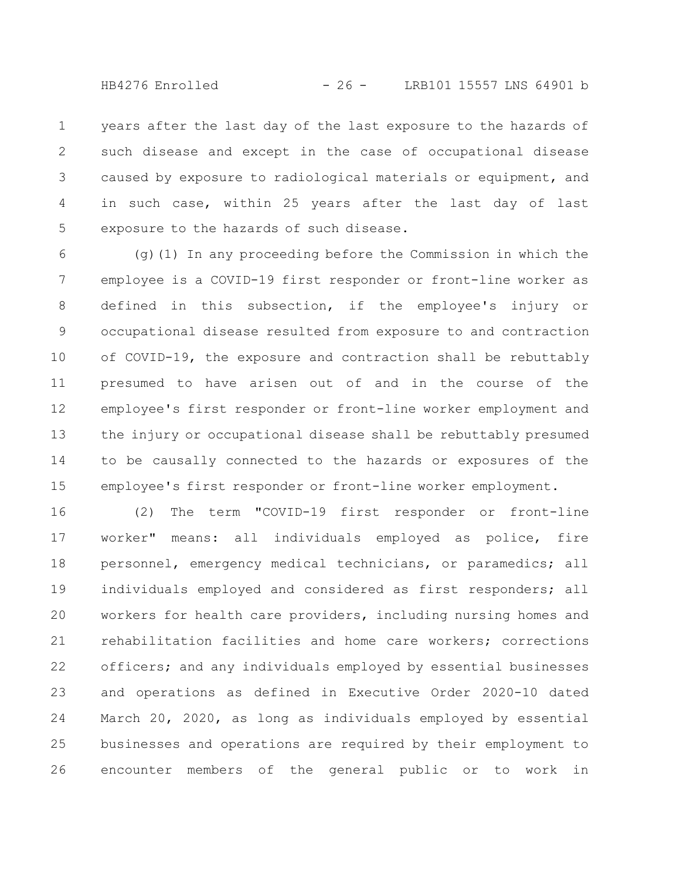years after the last day of the last exposure to the hazards of such disease and except in the case of occupational disease caused by exposure to radiological materials or equipment, and in such case, within 25 years after the last day of last exposure to the hazards of such disease.

(g)(1) In any proceeding before the Commission in which the employee is a COVID-19 first responder or front-line worker as defined in this subsection, if the employee's injury or occupational disease resulted from exposure to and contraction of COVID-19, the exposure and contraction shall be rebuttably presumed to have arisen out of and in the course of the employee's first responder or front-line worker employment and the injury or occupational disease shall be rebuttably presumed to be causally connected to the hazards or exposures of the employee's first responder or front-line worker employment.

(2) The term "COVID-19 first responder or front-line worker" means: all individuals employed as police, fire personnel, emergency medical technicians, or paramedics; all individuals employed and considered as first responders; all workers for health care providers, including nursing homes and rehabilitation facilities and home care workers; corrections officers; and any individuals employed by essential businesses and operations as defined in Executive Order 2020-10 dated March 20, 2020, as long as individuals employed by essential businesses and operations are required by their employment to encounter members of the general public or to work in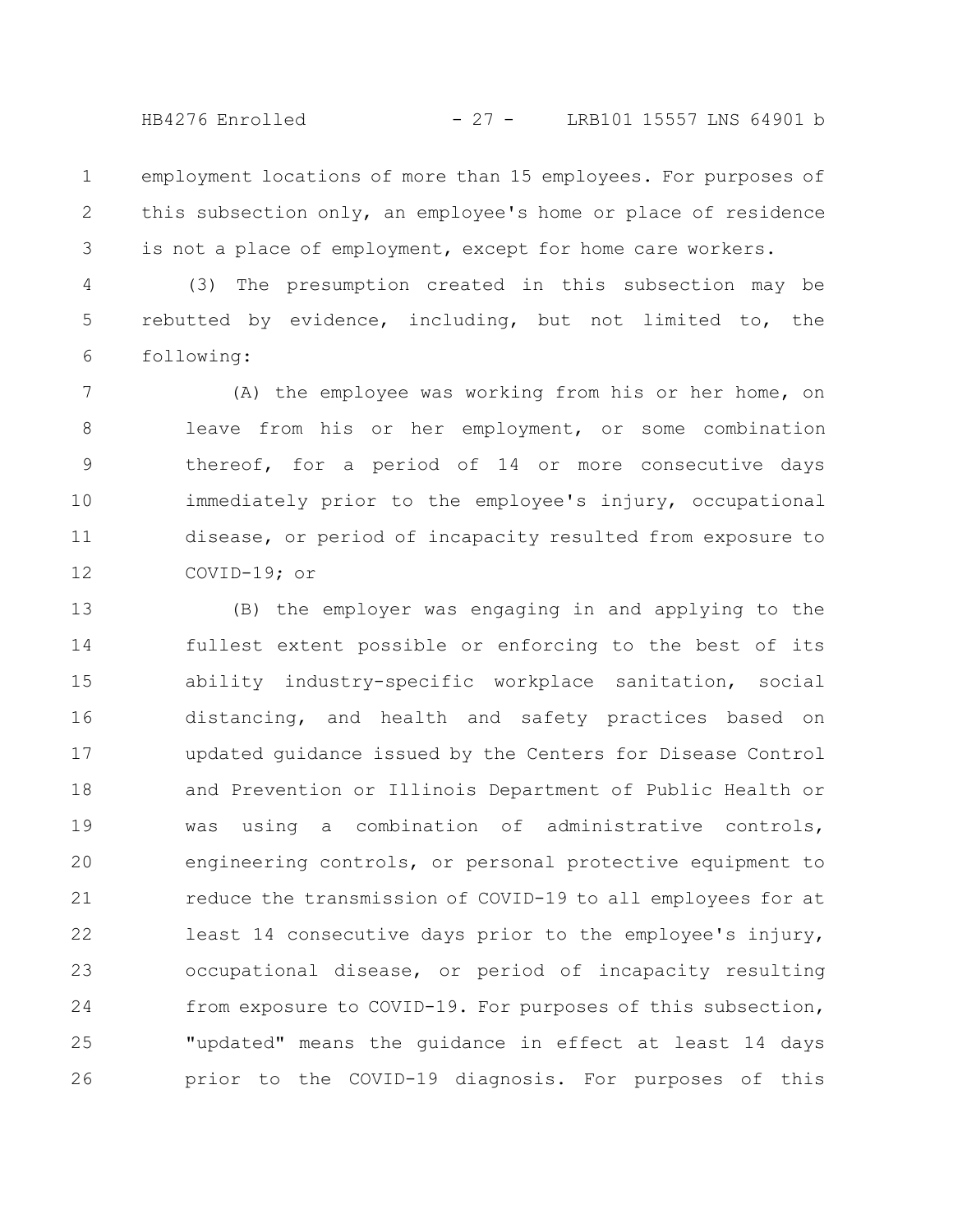employment locations of more than 15 employees. For purposes of this subsection only, an employee's home or place of residence is not a place of employment, except for home care workers.

(3) The presumption created in this subsection may be rebutted by evidence, including, but not limited to, the following:

(A) the employee was working from his or her home, on leave from his or her employment, or some combination thereof, for a period of 14 or more consecutive days immediately prior to the employee's injury, occupational disease, or period of incapacity resulted from exposure to COVID-19; or

(B) the employer was engaging in and applying to the fullest extent possible or enforcing to the best of its ability industry-specific workplace sanitation, social distancing, and health and safety practices based on updated guidance issued by the Centers for Disease Control and Prevention or Illinois Department of Public Health or was using a combination of administrative controls, engineering controls, or personal protective equipment to reduce the transmission of COVID-19 to all employees for at least 14 consecutive days prior to the employee's injury, occupational disease, or period of incapacity resulting from exposure to COVID-19. For purposes of this subsection, "updated" means the guidance in effect at least 14 days prior to the COVID-19 diagnosis. For purposes of this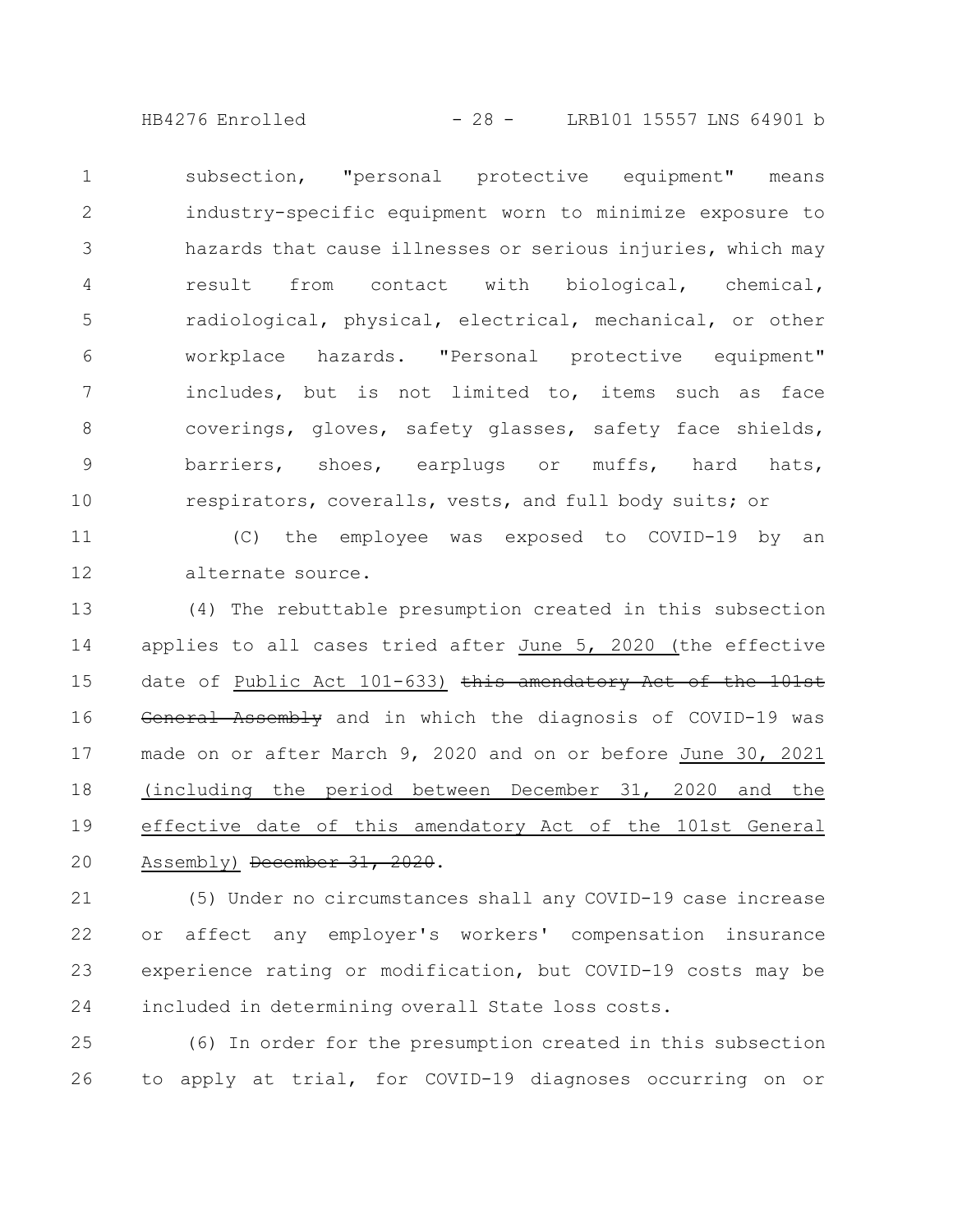subsection, "personal protective equipment" means industry-specific equipment worn to minimize exposure to hazards that cause illnesses or serious injuries, which may result from contact with biological, chemical, radiological, physical, electrical, mechanical, or other workplace hazards. "Personal protective equipment" includes, but is not limited to, items such as face coverings, gloves, safety glasses, safety face shields, barriers, shoes, earplugs or muffs, hard hats, respirators, coveralls, vests, and full body suits; or

(C) the employee was exposed to COVID-19 by an alternate source.

(4) The rebuttable presumption created in this subsection applies to all cases tried after <u>June 5, 2020 (</u>the effective date of <u>Public Act 101-633)</u> ~~this amendatory Act of the 101st General Assembly~~ and in which the diagnosis of COVID-19 was made on or after March 9, 2020 and on or before <u>June 30, 2021 (including the period between December 31, 2020 and the effective date of this amendatory Act of the 101st General Assembly)</u> ~~December 31, 2020~~.

(5) Under no circumstances shall any COVID-19 case increase or affect any employer's workers' compensation insurance experience rating or modification, but COVID-19 costs may be included in determining overall State loss costs.

(6) In order for the presumption created in this subsection to apply at trial, for COVID-19 diagnoses occurring on or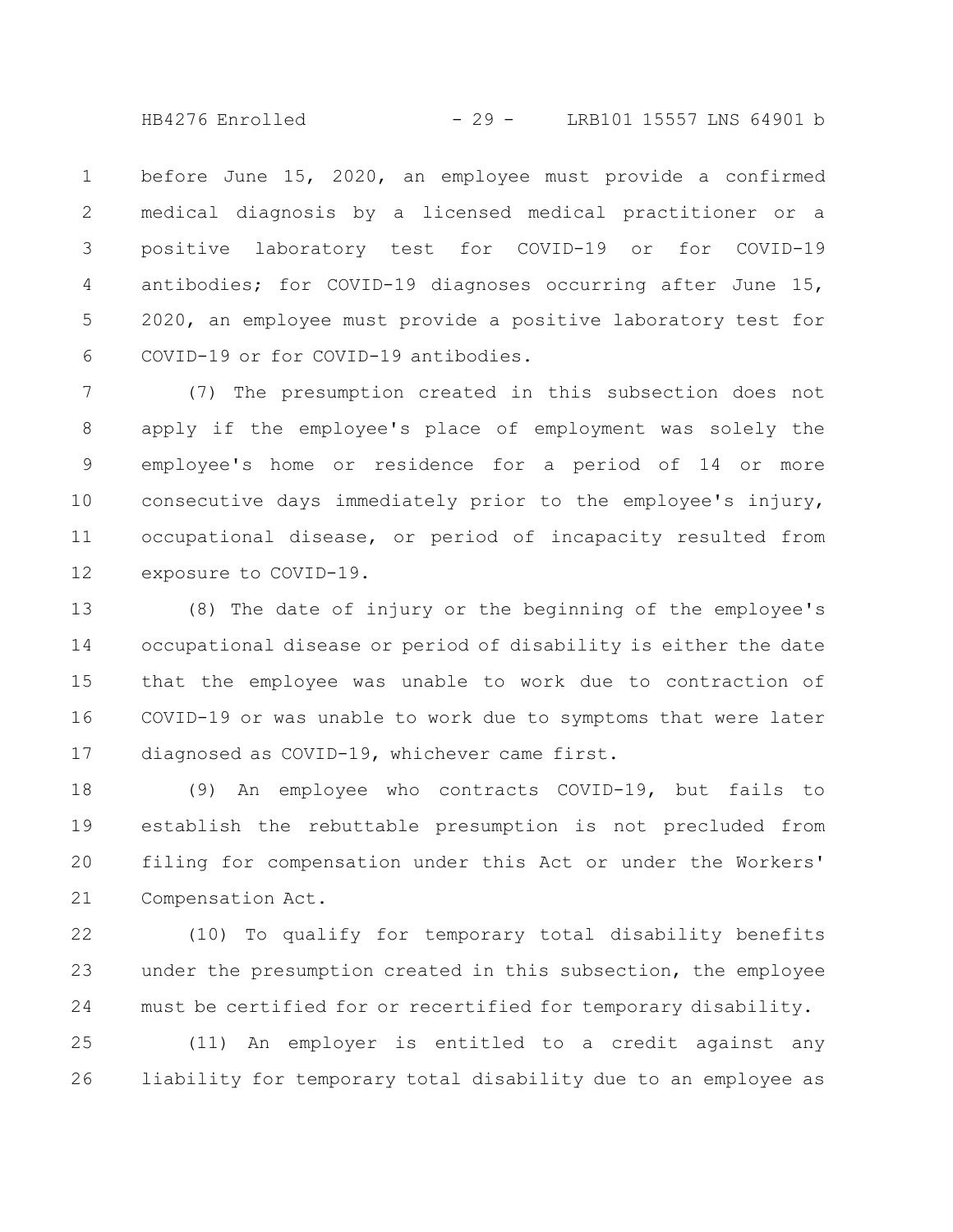before June 15, 2020, an employee must provide a confirmed medical diagnosis by a licensed medical practitioner or a positive laboratory test for COVID-19 or for COVID-19 antibodies; for COVID-19 diagnoses occurring after June 15, 2020, an employee must provide a positive laboratory test for COVID-19 or for COVID-19 antibodies.

(7) The presumption created in this subsection does not apply if the employee's place of employment was solely the employee's home or residence for a period of 14 or more consecutive days immediately prior to the employee's injury, occupational disease, or period of incapacity resulted from exposure to COVID-19.

(8) The date of injury or the beginning of the employee's occupational disease or period of disability is either the date that the employee was unable to work due to contraction of COVID-19 or was unable to work due to symptoms that were later diagnosed as COVID-19, whichever came first.

(9) An employee who contracts COVID-19, but fails to establish the rebuttable presumption is not precluded from filing for compensation under this Act or under the Workers' Compensation Act.

(10) To qualify for temporary total disability benefits under the presumption created in this subsection, the employee must be certified for or recertified for temporary disability.

(11) An employer is entitled to a credit against any liability for temporary total disability due to an employee as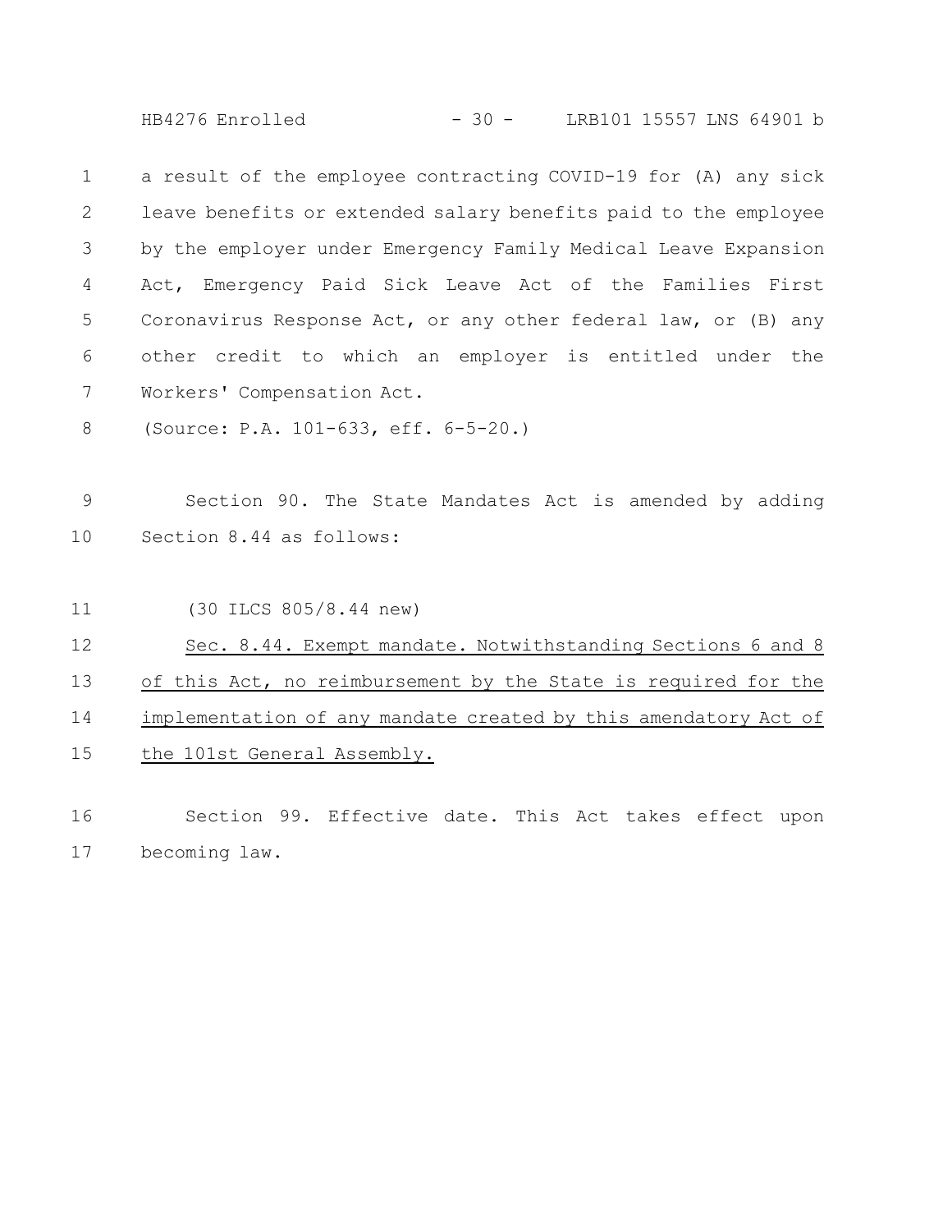a result of the employee contracting COVID-19 for (A) any sick leave benefits or extended salary benefits paid to the employee by the employer under Emergency Family Medical Leave Expansion Act, Emergency Paid Sick Leave Act of the Families First Coronavirus Response Act, or any other federal law, or (B) any other credit to which an employer is entitled under the Workers' Compensation Act.

(Source: P.A. 101-633, eff. 6-5-20.)

Section 90. The State Mandates Act is amended by adding Section 8.44 as follows:

(30 ILCS 805/8.44 new)

Sec. 8.44. Exempt mandate. Notwithstanding Sections 6 and 8 of this Act, no reimbursement by the State is required for the implementation of any mandate created by this amendatory Act of the 101st General Assembly.

Section 99. Effective date. This Act takes effect upon becoming law.